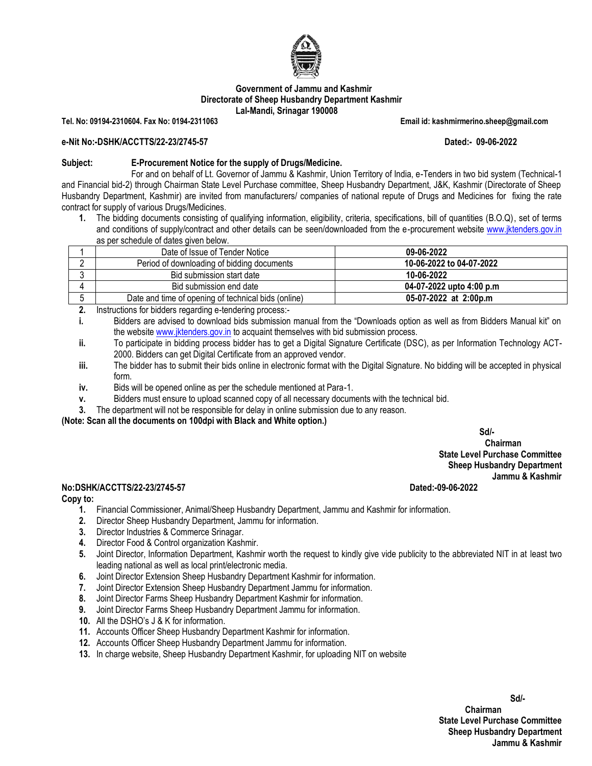**Government of Jammu and Kashmir**
**Directorate of Sheep Husbandry Department Kashmir**
**Lal-Mandi, Srinagar 190008**

**Tel. No: 09194-2310604. Fax No: 0194-2311063** **Email id: kashmirmerino.sheep@gmail.com**

**e-Nit No:-DSHK/ACCTTS/22-23/2745-57** **Dated:- 09-06-2022**

**Subject:** **E-Procurement Notice for the supply of Drugs/Medicine.**

For and on behalf of Lt. Governor of Jammu & Kashmir, Union Territory of India, e-Tenders in two bid system (Technical-1 and Financial bid-2) through Chairman State Level Purchase committee, Sheep Husbandry Department, J&K, Kashmir (Directorate of Sheep Husbandry Department, Kashmir) are invited from manufacturers/ companies of national repute of Drugs and Medicines for fixing the rate contract for supply of various Drugs/Medicines.

1. The bidding documents consisting of qualifying information, eligibility, criteria, specifications, bill of quantities (B.O.Q), set of terms and conditions of supply/contract and other details can be seen/downloaded from the e-procurement website www.jktenders.gov.in as per schedule of dates given below.

| 1 | Date of Issue of Tender Notice | **09-06-2022** |
|---|---|---|
| 2 | Period of downloading of bidding documents | **10-06-2022 to 04-07-2022** |
| 3 | Bid submission start date | **10-06-2022** |
| 4 | Bid submission end date | **04-07-2022 upto 4:00 p.m** |
| 5 | Date and time of opening of technical bids (online) | **05-07-2022 at 2:00p.m** |

2. Instructions for bidders regarding e-tendering process:-
   - **i.** Bidders are advised to download bids submission manual from the "Downloads option as well as from Bidders Manual kit" on the website www.jktenders.gov.in to acquaint themselves with bid submission process.
   - **ii.** To participate in bidding process bidder has to get a Digital Signature Certificate (DSC), as per Information Technology ACT-2000. Bidders can get Digital Certificate from an approved vendor.
   - **iii.** The bidder has to submit their bids online in electronic format with the Digital Signature. No bidding will be accepted in physical form.
   - **iv.** Bids will be opened online as per the schedule mentioned at Para-1.
   - **v.** Bidders must ensure to upload scanned copy of all necessary documents with the technical bid.
3. The department will not be responsible for delay in online submission due to any reason.

**(Note: Scan all the documents on 100dpi with Black and White option.)**

**Sd/-**
**Chairman**
**State Level Purchase Committee**
**Sheep Husbandry Department**
**Jammu & Kashmir**

**No:DSHK/ACCTTS/22-23/2745-57** **Dated:-09-06-2022**

**Copy to:**

1. Financial Commissioner, Animal/Sheep Husbandry Department, Jammu and Kashmir for information.
2. Director Sheep Husbandry Department, Jammu for information.
3. Director Industries & Commerce Srinagar.
4. Director Food & Control organization Kashmir.
5. Joint Director, Information Department, Kashmir worth the request to kindly give vide publicity to the abbreviated NIT in at least two leading national as well as local print/electronic media.
6. Joint Director Extension Sheep Husbandry Department Kashmir for information.
7. Joint Director Extension Sheep Husbandry Department Jammu for information.
8. Joint Director Farms Sheep Husbandry Department Kashmir for information.
9. Joint Director Farms Sheep Husbandry Department Jammu for information.
10. All the DSHO's J & K for information.
11. Accounts Officer Sheep Husbandry Department Kashmir for information.
12. Accounts Officer Sheep Husbandry Department Jammu for information.
13. In charge website, Sheep Husbandry Department Kashmir, for uploading NIT on website

**Sd/-**
**Chairman**
**State Level Purchase Committee**
**Sheep Husbandry Department**
**Jammu & Kashmir**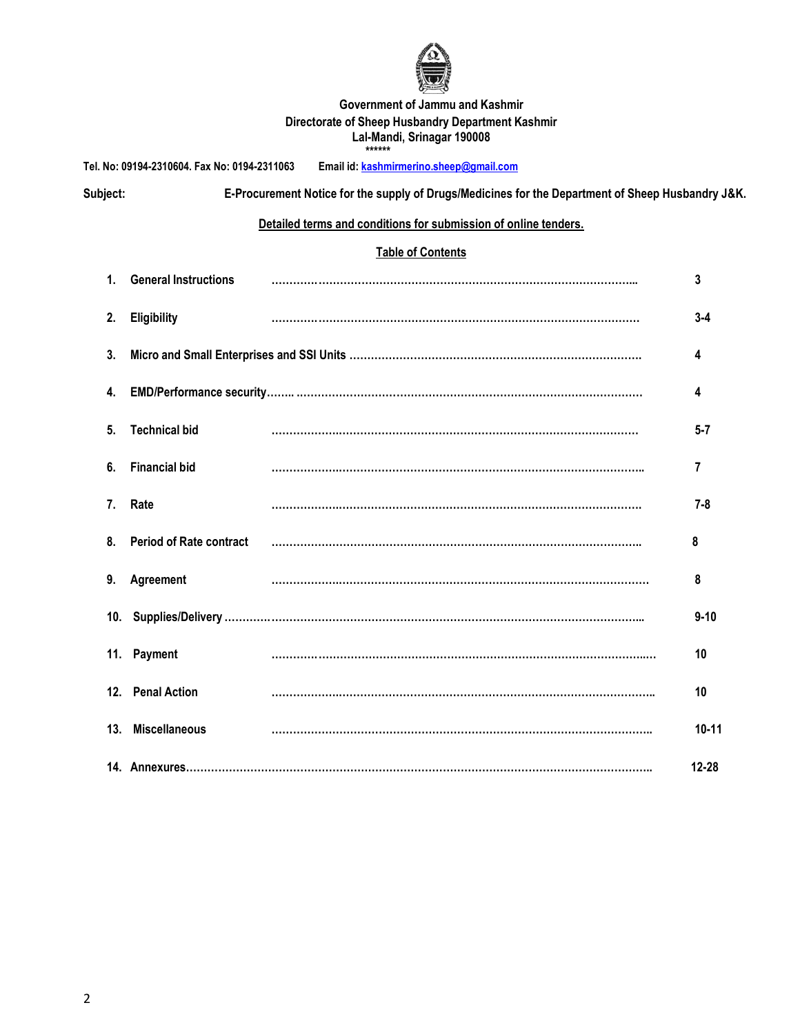**Government of Jammu and Kashmir**
**Directorate of Sheep Husbandry Department Kashmir**
**Lal-Mandi, Srinagar 190008**
******

**Tel. No: 09194-2310604. Fax No: 0194-2311063** **Email id: kashmirmerino.sheep@gmail.com**

**Subject:** **E-Procurement Notice for the supply of Drugs/Medicines for the Department of Sheep Husbandry J&K.**

**Detailed terms and conditions for submission of online tenders.**

## Table of Contents

| No. | Section | Page |
|---|---|---|
| 1. | General Instructions | 3 |
| 2. | Eligibility | 3-4 |
| 3. | Micro and Small Enterprises and SSI Units | 4 |
| 4. | EMD/Performance security | 4 |
| 5. | Technical bid | 5-7 |
| 6. | Financial bid | 7 |
| 7. | Rate | 7-8 |
| 8. | Period of Rate contract | 8 |
| 9. | Agreement | 8 |
| 10. | Supplies/Delivery | 9-10 |
| 11. | Payment | 10 |
| 12. | Penal Action | 10 |
| 13. | Miscellaneous | 10-11 |
| 14. | Annexures | 12-28 |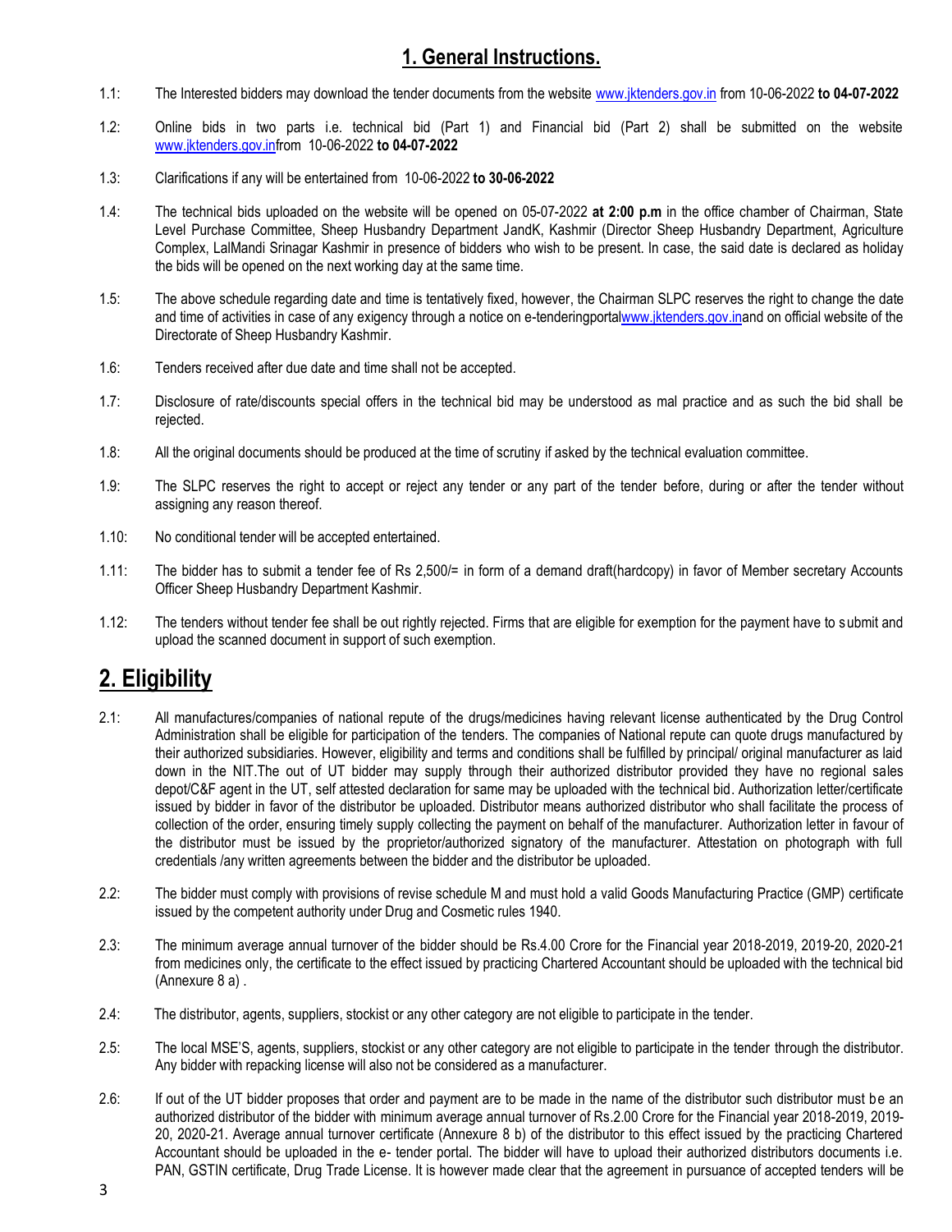## 1. General Instructions.

1.1: The Interested bidders may download the tender documents from the website www.jktenders.gov.in from 10-06-2022 **to 04-07-2022**

1.2: Online bids in two parts i.e. technical bid (Part 1) and Financial bid (Part 2) shall be submitted on the website www.jktenders.gov.infrom 10-06-2022 **to 04-07-2022**

1.3: Clarifications if any will be entertained from 10-06-2022 **to 30-06-2022**

1.4: The technical bids uploaded on the website will be opened on 05-07-2022 **at 2:00 p.m** in the office chamber of Chairman, State Level Purchase Committee, Sheep Husbandry Department JandK, Kashmir (Director Sheep Husbandry Department, Agriculture Complex, LalMandi Srinagar Kashmir in presence of bidders who wish to be present. In case, the said date is declared as holiday the bids will be opened on the next working day at the same time.

1.5: The above schedule regarding date and time is tentatively fixed, however, the Chairman SLPC reserves the right to change the date and time of activities in case of any exigency through a notice on e-tenderingportalwww.jktenders.gov.inand on official website of the Directorate of Sheep Husbandry Kashmir.

1.6: Tenders received after due date and time shall not be accepted.

1.7: Disclosure of rate/discounts special offers in the technical bid may be understood as mal practice and as such the bid shall be rejected.

1.8: All the original documents should be produced at the time of scrutiny if asked by the technical evaluation committee.

1.9: The SLPC reserves the right to accept or reject any tender or any part of the tender before, during or after the tender without assigning any reason thereof.

1.10: No conditional tender will be accepted entertained.

1.11: The bidder has to submit a tender fee of Rs 2,500/= in form of a demand draft(hardcopy) in favor of Member secretary Accounts Officer Sheep Husbandry Department Kashmir.

1.12: The tenders without tender fee shall be out rightly rejected. Firms that are eligible for exemption for the payment have to submit and upload the scanned document in support of such exemption.

## 2. Eligibility

2.1: All manufactures/companies of national repute of the drugs/medicines having relevant license authenticated by the Drug Control Administration shall be eligible for participation of the tenders. The companies of National repute can quote drugs manufactured by their authorized subsidiaries. However, eligibility and terms and conditions shall be fulfilled by principal/ original manufacturer as laid down in the NIT.The out of UT bidder may supply through their authorized distributor provided they have no regional sales depot/C&F agent in the UT, self attested declaration for same may be uploaded with the technical bid. Authorization letter/certificate issued by bidder in favor of the distributor be uploaded. Distributor means authorized distributor who shall facilitate the process of collection of the order, ensuring timely supply collecting the payment on behalf of the manufacturer. Authorization letter in favour of the distributor must be issued by the proprietor/authorized signatory of the manufacturer. Attestation on photograph with full credentials /any written agreements between the bidder and the distributor be uploaded.

2.2: The bidder must comply with provisions of revise schedule M and must hold a valid Goods Manufacturing Practice (GMP) certificate issued by the competent authority under Drug and Cosmetic rules 1940.

2.3: The minimum average annual turnover of the bidder should be Rs.4.00 Crore for the Financial year 2018-2019, 2019-20, 2020-21 from medicines only, the certificate to the effect issued by practicing Chartered Accountant should be uploaded with the technical bid (Annexure 8 a) .

2.4: The distributor, agents, suppliers, stockist or any other category are not eligible to participate in the tender.

2.5: The local MSE'S, agents, suppliers, stockist or any other category are not eligible to participate in the tender through the distributor. Any bidder with repacking license will also not be considered as a manufacturer.

2.6: If out of the UT bidder proposes that order and payment are to be made in the name of the distributor such distributor must be an authorized distributor of the bidder with minimum average annual turnover of Rs.2.00 Crore for the Financial year 2018-2019, 2019-20, 2020-21. Average annual turnover certificate (Annexure 8 b) of the distributor to this effect issued by the practicing Chartered Accountant should be uploaded in the e- tender portal. The bidder will have to upload their authorized distributors documents i.e. PAN, GSTIN certificate, Drug Trade License. It is however made clear that the agreement in pursuance of accepted tenders will be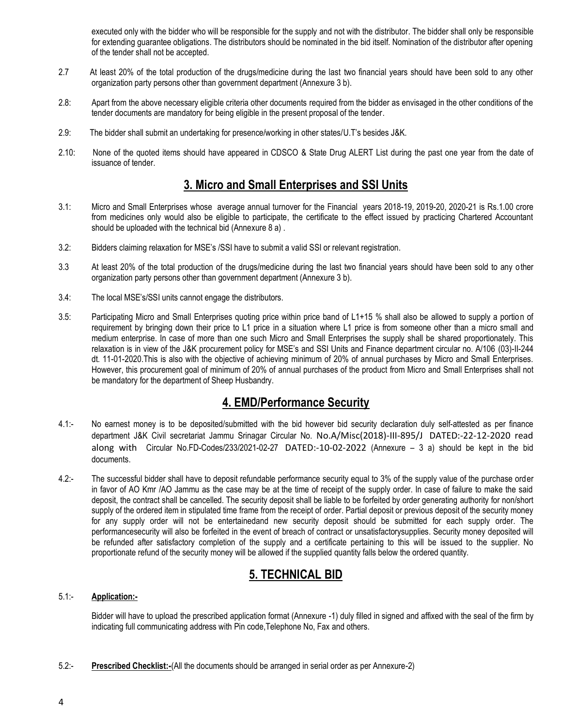executed only with the bidder who will be responsible for the supply and not with the distributor. The bidder shall only be responsible for extending guarantee obligations. The distributors should be nominated in the bid itself. Nomination of the distributor after opening of the tender shall not be accepted.

2.7 At least 20% of the total production of the drugs/medicine during the last two financial years should have been sold to any other organization party persons other than government department (Annexure 3 b).

2.8: Apart from the above necessary eligible criteria other documents required from the bidder as envisaged in the other conditions of the tender documents are mandatory for being eligible in the present proposal of the tender.

2.9: The bidder shall submit an undertaking for presence/working in other states/U.T's besides J&K.

2.10: None of the quoted items should have appeared in CDSCO & State Drug ALERT List during the past one year from the date of issuance of tender.

## 3. Micro and Small Enterprises and SSI Units

3.1: Micro and Small Enterprises whose average annual turnover for the Financial years 2018-19, 2019-20, 2020-21 is Rs.1.00 crore from medicines only would also be eligible to participate, the certificate to the effect issued by practicing Chartered Accountant should be uploaded with the technical bid (Annexure 8 a) .

3.2: Bidders claiming relaxation for MSE's /SSI have to submit a valid SSI or relevant registration.

3.3 At least 20% of the total production of the drugs/medicine during the last two financial years should have been sold to any other organization party persons other than government department (Annexure 3 b).

3.4: The local MSE's/SSI units cannot engage the distributors.

3.5: Participating Micro and Small Enterprises quoting price within price band of L1+15 % shall also be allowed to supply a portion of requirement by bringing down their price to L1 price in a situation where L1 price is from someone other than a micro small and medium enterprise. In case of more than one such Micro and Small Enterprises the supply shall be shared proportionately. This relaxation is in view of the J&K procurement policy for MSE's and SSI Units and Finance department circular no. A/106 (03)-II-244 dt. 11-01-2020.This is also with the objective of achieving minimum of 20% of annual purchases by Micro and Small Enterprises. However, this procurement goal of minimum of 20% of annual purchases of the product from Micro and Small Enterprises shall not be mandatory for the department of Sheep Husbandry.

## 4. EMD/Performance Security

4.1:- No earnest money is to be deposited/submitted with the bid however bid security declaration duly self-attested as per finance department J&K Civil secretariat Jammu Srinagar Circular No. No.A/Misc(2018)-III-895/J DATED:-22-12-2020 read along with Circular No.FD-Codes/233/2021-02-27 DATED:-10-02-2022 (Annexure – 3 a) should be kept in the bid documents.

4.2:- The successful bidder shall have to deposit refundable performance security equal to 3% of the supply value of the purchase order in favor of AO Kmr /AO Jammu as the case may be at the time of receipt of the supply order. In case of failure to make the said deposit, the contract shall be cancelled. The security deposit shall be liable to be forfeited by order generating authority for non/short supply of the ordered item in stipulated time frame from the receipt of order. Partial deposit or previous deposit of the security money for any supply order will not be entertainedand new security deposit should be submitted for each supply order. The performancesecurity will also be forfeited in the event of breach of contract or unsatisfactorysupplies. Security money deposited will be refunded after satisfactory completion of the supply and a certificate pertaining to this will be issued to the supplier. No proportionate refund of the security money will be allowed if the supplied quantity falls below the ordered quantity.

## 5. TECHNICAL BID

5.1:- **Application:-**

Bidder will have to upload the prescribed application format (Annexure -1) duly filled in signed and affixed with the seal of the firm by indicating full communicating address with Pin code,Telephone No, Fax and others.

5.2:- **Prescribed Checklist:-**(All the documents should be arranged in serial order as per Annexure-2)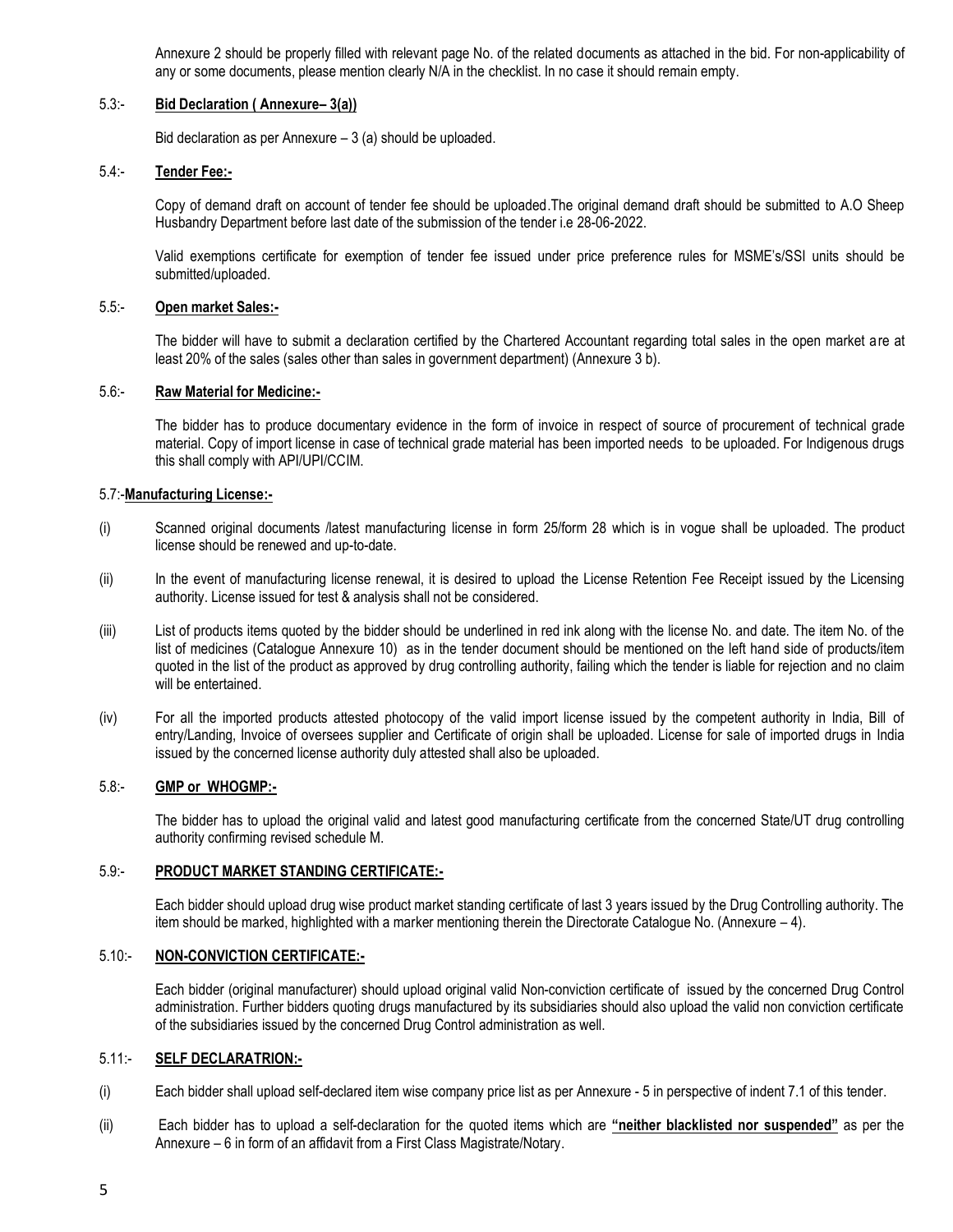Annexure 2 should be properly filled with relevant page No. of the related documents as attached in the bid. For non-applicability of any or some documents, please mention clearly N/A in the checklist. In no case it should remain empty.

### 5.3:- **Bid Declaration ( Annexure– 3(a))**

Bid declaration as per Annexure – 3 (a) should be uploaded.

### 5.4:- **Tender Fee:-**

Copy of demand draft on account of tender fee should be uploaded.The original demand draft should be submitted to A.O Sheep Husbandry Department before last date of the submission of the tender i.e 28-06-2022.

Valid exemptions certificate for exemption of tender fee issued under price preference rules for MSME's/SSI units should be submitted/uploaded.

### 5.5:- **Open market Sales:-**

The bidder will have to submit a declaration certified by the Chartered Accountant regarding total sales in the open market are at least 20% of the sales (sales other than sales in government department) (Annexure 3 b).

### 5.6:- **Raw Material for Medicine:-**

The bidder has to produce documentary evidence in the form of invoice in respect of source of procurement of technical grade material. Copy of import license in case of technical grade material has been imported needs to be uploaded. For Indigenous drugs this shall comply with API/UPI/CCIM.

### 5.7:-**Manufacturing License:-**

(i) Scanned original documents /latest manufacturing license in form 25/form 28 which is in vogue shall be uploaded. The product license should be renewed and up-to-date.

(ii) In the event of manufacturing license renewal, it is desired to upload the License Retention Fee Receipt issued by the Licensing authority. License issued for test & analysis shall not be considered.

(iii) List of products items quoted by the bidder should be underlined in red ink along with the license No. and date. The item No. of the list of medicines (Catalogue Annexure 10) as in the tender document should be mentioned on the left hand side of products/item quoted in the list of the product as approved by drug controlling authority, failing which the tender is liable for rejection and no claim will be entertained.

(iv) For all the imported products attested photocopy of the valid import license issued by the competent authority in India, Bill of entry/Landing, Invoice of oversees supplier and Certificate of origin shall be uploaded. License for sale of imported drugs in India issued by the concerned license authority duly attested shall also be uploaded.

### 5.8:- **GMP or WHOGMP:-**

The bidder has to upload the original valid and latest good manufacturing certificate from the concerned State/UT drug controlling authority confirming revised schedule M.

### 5.9:- **PRODUCT MARKET STANDING CERTIFICATE:-**

Each bidder should upload drug wise product market standing certificate of last 3 years issued by the Drug Controlling authority. The item should be marked, highlighted with a marker mentioning therein the Directorate Catalogue No. (Annexure – 4).

### 5.10:- **NON-CONVICTION CERTIFICATE:-**

Each bidder (original manufacturer) should upload original valid Non-conviction certificate of issued by the concerned Drug Control administration. Further bidders quoting drugs manufactured by its subsidiaries should also upload the valid non conviction certificate of the subsidiaries issued by the concerned Drug Control administration as well.

### 5.11:- **SELF DECLARATRION:-**

(i) Each bidder shall upload self-declared item wise company price list as per Annexure - 5 in perspective of indent 7.1 of this tender.

(ii) Each bidder has to upload a self-declaration for the quoted items which are **"neither blacklisted nor suspended"** as per the Annexure – 6 in form of an affidavit from a First Class Magistrate/Notary.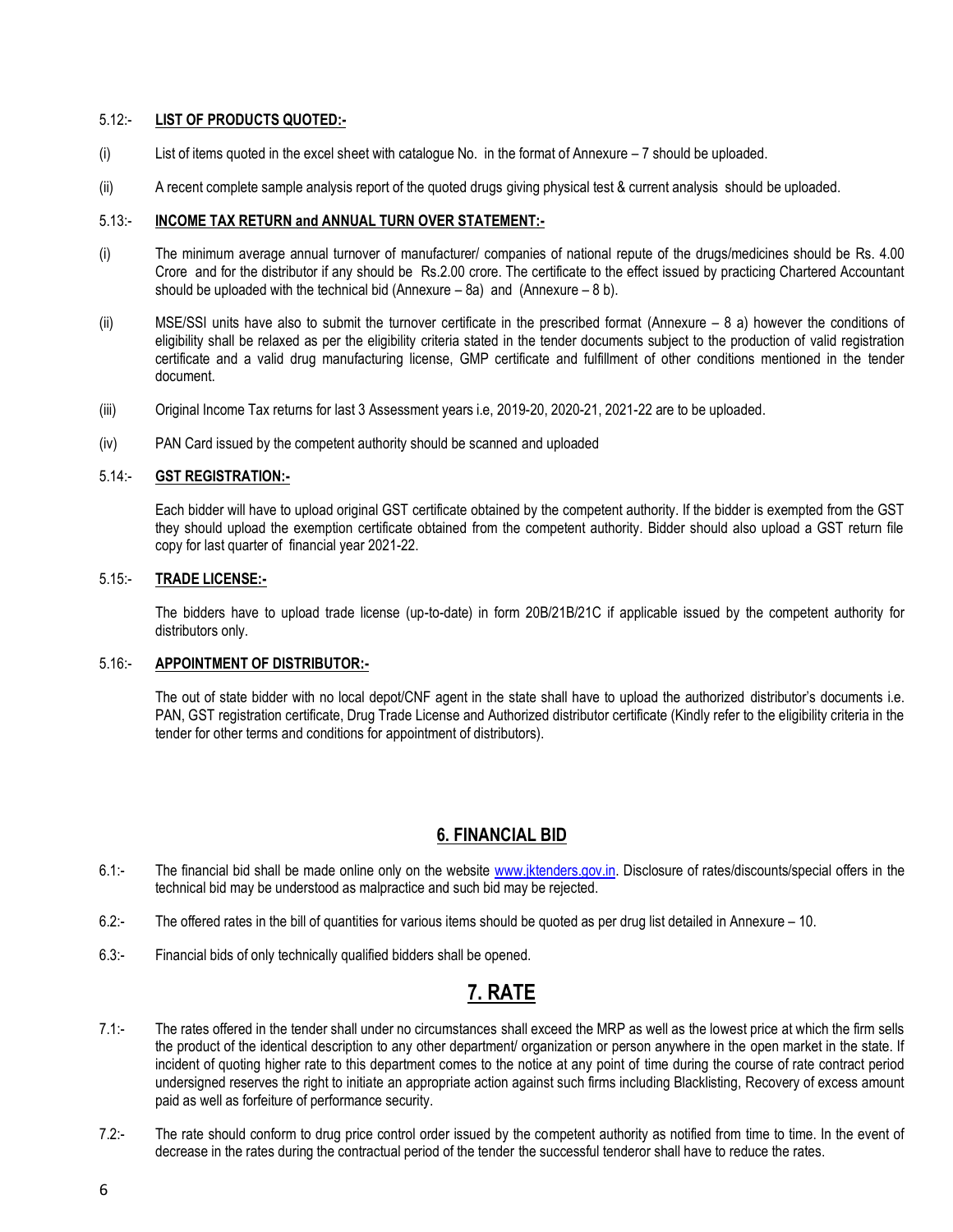5.12:- **LIST OF PRODUCTS QUOTED:-**

(i) List of items quoted in the excel sheet with catalogue No. in the format of Annexure – 7 should be uploaded.

(ii) A recent complete sample analysis report of the quoted drugs giving physical test & current analysis should be uploaded.

5.13:- **INCOME TAX RETURN and ANNUAL TURN OVER STATEMENT:-**

(i) The minimum average annual turnover of manufacturer/ companies of national repute of the drugs/medicines should be Rs. 4.00 Crore and for the distributor if any should be Rs.2.00 crore. The certificate to the effect issued by practicing Chartered Accountant should be uploaded with the technical bid (Annexure – 8a) and (Annexure – 8 b).

(ii) MSE/SSI units have also to submit the turnover certificate in the prescribed format (Annexure – 8 a) however the conditions of eligibility shall be relaxed as per the eligibility criteria stated in the tender documents subject to the production of valid registration certificate and a valid drug manufacturing license, GMP certificate and fulfillment of other conditions mentioned in the tender document.

(iii) Original Income Tax returns for last 3 Assessment years i.e, 2019-20, 2020-21, 2021-22 are to be uploaded.

(iv) PAN Card issued by the competent authority should be scanned and uploaded

5.14:- **GST REGISTRATION:-**

Each bidder will have to upload original GST certificate obtained by the competent authority. If the bidder is exempted from the GST they should upload the exemption certificate obtained from the competent authority. Bidder should also upload a GST return file copy for last quarter of financial year 2021-22.

5.15:- **TRADE LICENSE:-**

The bidders have to upload trade license (up-to-date) in form 20B/21B/21C if applicable issued by the competent authority for distributors only.

5.16:- **APPOINTMENT OF DISTRIBUTOR:-**

The out of state bidder with no local depot/CNF agent in the state shall have to upload the authorized distributor's documents i.e. PAN, GST registration certificate, Drug Trade License and Authorized distributor certificate (Kindly refer to the eligibility criteria in the tender for other terms and conditions for appointment of distributors).

## 6. FINANCIAL BID

6.1:- The financial bid shall be made online only on the website www.jktenders.gov.in. Disclosure of rates/discounts/special offers in the technical bid may be understood as malpractice and such bid may be rejected.

6.2:- The offered rates in the bill of quantities for various items should be quoted as per drug list detailed in Annexure – 10.

6.3:- Financial bids of only technically qualified bidders shall be opened.

## 7. RATE

7.1:- The rates offered in the tender shall under no circumstances shall exceed the MRP as well as the lowest price at which the firm sells the product of the identical description to any other department/ organization or person anywhere in the open market in the state. If incident of quoting higher rate to this department comes to the notice at any point of time during the course of rate contract period undersigned reserves the right to initiate an appropriate action against such firms including Blacklisting, Recovery of excess amount paid as well as forfeiture of performance security.

7.2:- The rate should conform to drug price control order issued by the competent authority as notified from time to time. In the event of decrease in the rates during the contractual period of the tender the successful tenderor shall have to reduce the rates.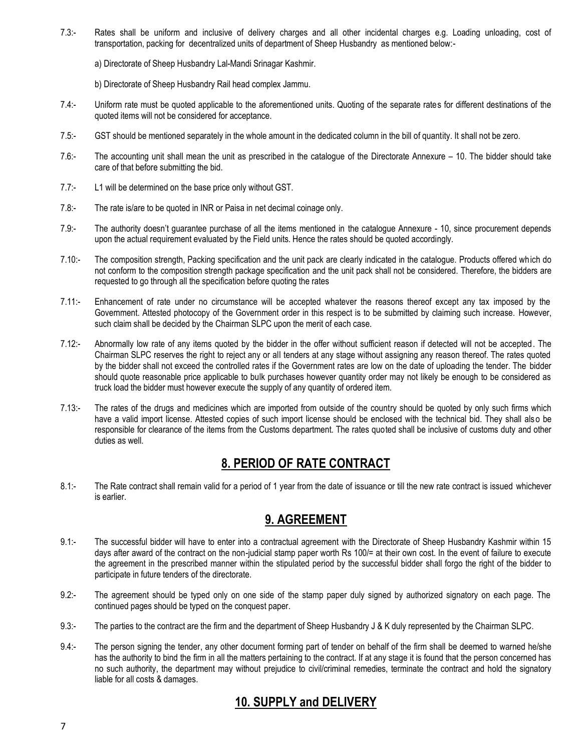7.3:- Rates shall be uniform and inclusive of delivery charges and all other incidental charges e.g. Loading unloading, cost of transportation, packing for decentralized units of department of Sheep Husbandry as mentioned below:-

a) Directorate of Sheep Husbandry Lal-Mandi Srinagar Kashmir.

b) Directorate of Sheep Husbandry Rail head complex Jammu.

7.4:- Uniform rate must be quoted applicable to the aforementioned units. Quoting of the separate rates for different destinations of the quoted items will not be considered for acceptance.

7.5:- GST should be mentioned separately in the whole amount in the dedicated column in the bill of quantity. It shall not be zero.

7.6:- The accounting unit shall mean the unit as prescribed in the catalogue of the Directorate Annexure – 10. The bidder should take care of that before submitting the bid.

7.7:- L1 will be determined on the base price only without GST.

7.8:- The rate is/are to be quoted in INR or Paisa in net decimal coinage only.

7.9:- The authority doesn't guarantee purchase of all the items mentioned in the catalogue Annexure - 10, since procurement depends upon the actual requirement evaluated by the Field units. Hence the rates should be quoted accordingly.

7.10:- The composition strength, Packing specification and the unit pack are clearly indicated in the catalogue. Products offered which do not conform to the composition strength package specification and the unit pack shall not be considered. Therefore, the bidders are requested to go through all the specification before quoting the rates

7.11:- Enhancement of rate under no circumstance will be accepted whatever the reasons thereof except any tax imposed by the Government. Attested photocopy of the Government order in this respect is to be submitted by claiming such increase. However, such claim shall be decided by the Chairman SLPC upon the merit of each case.

7.12:- Abnormally low rate of any items quoted by the bidder in the offer without sufficient reason if detected will not be accepted. The Chairman SLPC reserves the right to reject any or all tenders at any stage without assigning any reason thereof. The rates quoted by the bidder shall not exceed the controlled rates if the Government rates are low on the date of uploading the tender. The bidder should quote reasonable price applicable to bulk purchases however quantity order may not likely be enough to be considered as truck load the bidder must however execute the supply of any quantity of ordered item.

7.13:- The rates of the drugs and medicines which are imported from outside of the country should be quoted by only such firms which have a valid import license. Attested copies of such import license should be enclosed with the technical bid. They shall also be responsible for clearance of the items from the Customs department. The rates quoted shall be inclusive of customs duty and other duties as well.

## 8. PERIOD OF RATE CONTRACT

8.1:- The Rate contract shall remain valid for a period of 1 year from the date of issuance or till the new rate contract is issued whichever is earlier.

## 9. AGREEMENT

9.1:- The successful bidder will have to enter into a contractual agreement with the Directorate of Sheep Husbandry Kashmir within 15 days after award of the contract on the non-judicial stamp paper worth Rs 100/= at their own cost. In the event of failure to execute the agreement in the prescribed manner within the stipulated period by the successful bidder shall forgo the right of the bidder to participate in future tenders of the directorate.

9.2:- The agreement should be typed only on one side of the stamp paper duly signed by authorized signatory on each page. The continued pages should be typed on the conquest paper.

9.3:- The parties to the contract are the firm and the department of Sheep Husbandry J & K duly represented by the Chairman SLPC.

9.4:- The person signing the tender, any other document forming part of tender on behalf of the firm shall be deemed to warned he/she has the authority to bind the firm in all the matters pertaining to the contract. If at any stage it is found that the person concerned has no such authority, the department may without prejudice to civil/criminal remedies, terminate the contract and hold the signatory liable for all costs & damages.

## 10. SUPPLY and DELIVERY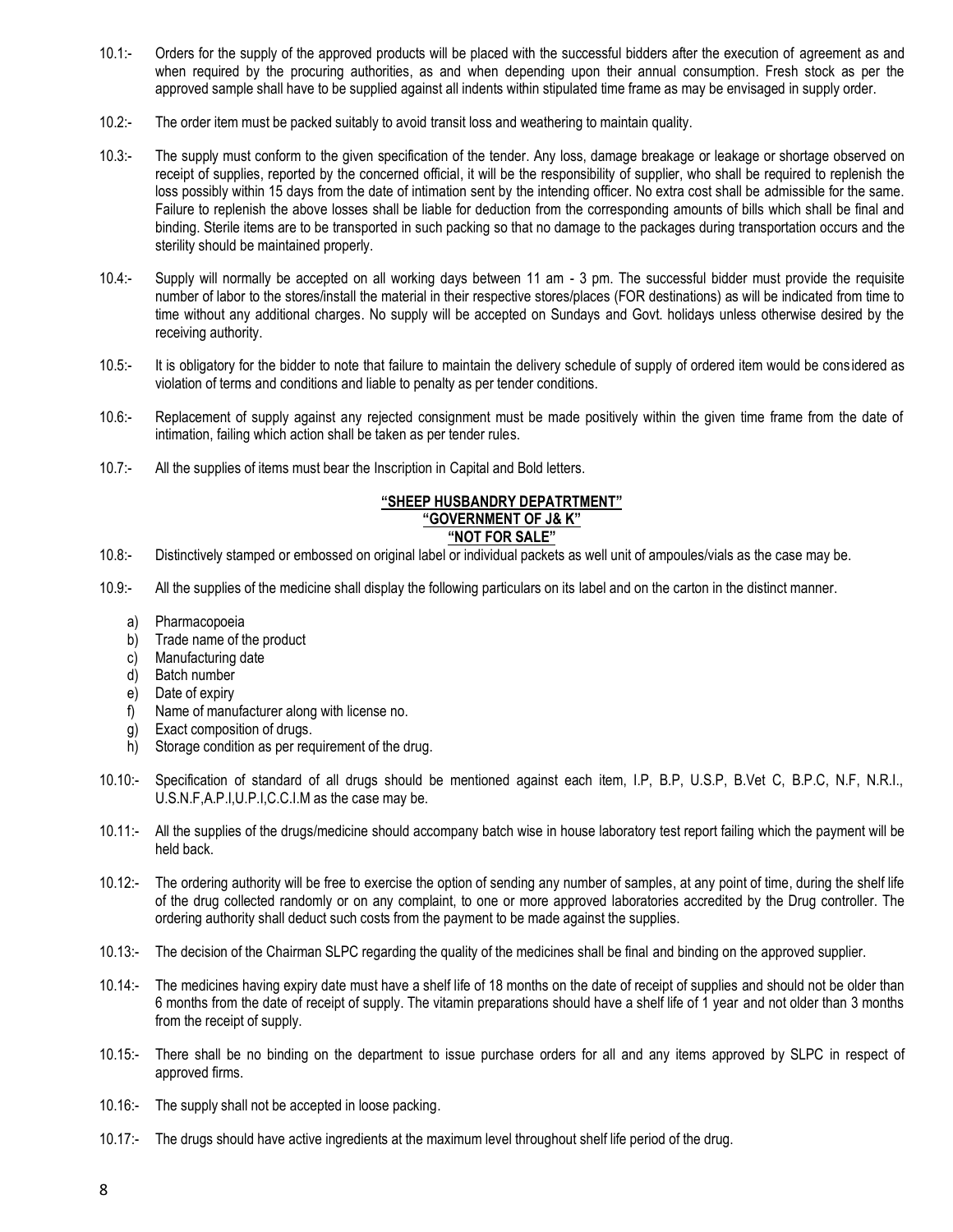10.1:- Orders for the supply of the approved products will be placed with the successful bidders after the execution of agreement as and when required by the procuring authorities, as and when depending upon their annual consumption. Fresh stock as per the approved sample shall have to be supplied against all indents within stipulated time frame as may be envisaged in supply order.

10.2:- The order item must be packed suitably to avoid transit loss and weathering to maintain quality.

10.3:- The supply must conform to the given specification of the tender. Any loss, damage breakage or leakage or shortage observed on receipt of supplies, reported by the concerned official, it will be the responsibility of supplier, who shall be required to replenish the loss possibly within 15 days from the date of intimation sent by the intending officer. No extra cost shall be admissible for the same. Failure to replenish the above losses shall be liable for deduction from the corresponding amounts of bills which shall be final and binding. Sterile items are to be transported in such packing so that no damage to the packages during transportation occurs and the sterility should be maintained properly.

10.4:- Supply will normally be accepted on all working days between 11 am - 3 pm. The successful bidder must provide the requisite number of labor to the stores/install the material in their respective stores/places (FOR destinations) as will be indicated from time to time without any additional charges. No supply will be accepted on Sundays and Govt. holidays unless otherwise desired by the receiving authority.

10.5:- It is obligatory for the bidder to note that failure to maintain the delivery schedule of supply of ordered item would be considered as violation of terms and conditions and liable to penalty as per tender conditions.

10.6:- Replacement of supply against any rejected consignment must be made positively within the given time frame from the date of intimation, failing which action shall be taken as per tender rules.

10.7:- All the supplies of items must bear the Inscription in Capital and Bold letters.

**"SHEEP HUSBANDRY DEPATRTMENT"**
**"GOVERNMENT OF J& K"**
**"NOT FOR SALE"**

10.8:- Distinctively stamped or embossed on original label or individual packets as well unit of ampoules/vials as the case may be.

10.9:- All the supplies of the medicine shall display the following particulars on its label and on the carton in the distinct manner.

a) Pharmacopoeia
b) Trade name of the product
c) Manufacturing date
d) Batch number
e) Date of expiry
f) Name of manufacturer along with license no.
g) Exact composition of drugs.
h) Storage condition as per requirement of the drug.

10.10:- Specification of standard of all drugs should be mentioned against each item, I.P, B.P, U.S.P, B.Vet C, B.P.C, N.F, N.R.I., U.S.N.F,A.P.I,U.P.I,C.C.I.M as the case may be.

10.11:- All the supplies of the drugs/medicine should accompany batch wise in house laboratory test report failing which the payment will be held back.

10.12:- The ordering authority will be free to exercise the option of sending any number of samples, at any point of time, during the shelf life of the drug collected randomly or on any complaint, to one or more approved laboratories accredited by the Drug controller. The ordering authority shall deduct such costs from the payment to be made against the supplies.

10.13:- The decision of the Chairman SLPC regarding the quality of the medicines shall be final and binding on the approved supplier.

10.14:- The medicines having expiry date must have a shelf life of 18 months on the date of receipt of supplies and should not be older than 6 months from the date of receipt of supply. The vitamin preparations should have a shelf life of 1 year and not older than 3 months from the receipt of supply.

10.15:- There shall be no binding on the department to issue purchase orders for all and any items approved by SLPC in respect of approved firms.

10.16:- The supply shall not be accepted in loose packing.

10.17:- The drugs should have active ingredients at the maximum level throughout shelf life period of the drug.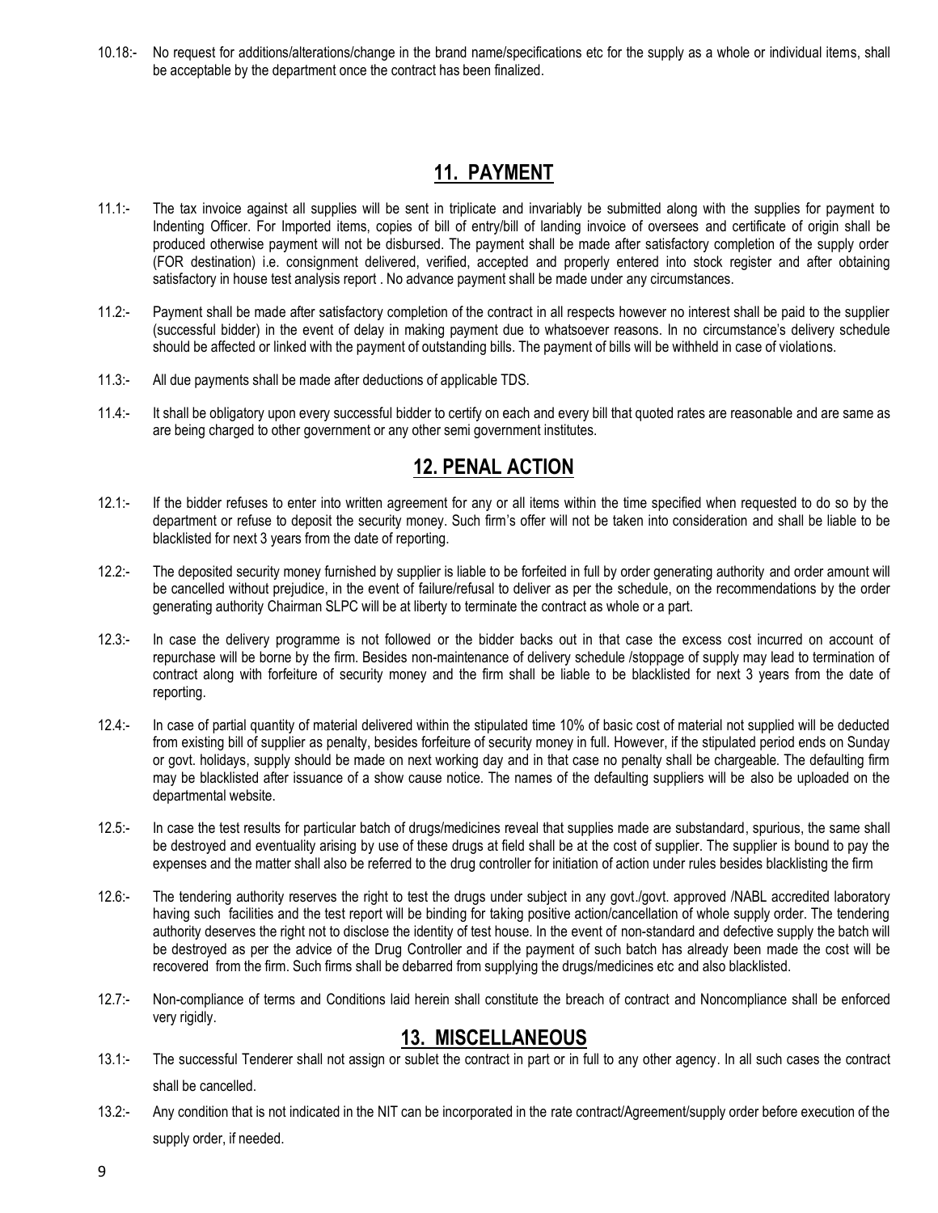10.18:- No request for additions/alterations/change in the brand name/specifications etc for the supply as a whole or individual items, shall be acceptable by the department once the contract has been finalized.

## 11. PAYMENT

11.1:- The tax invoice against all supplies will be sent in triplicate and invariably be submitted along with the supplies for payment to Indenting Officer. For Imported items, copies of bill of entry/bill of landing invoice of oversees and certificate of origin shall be produced otherwise payment will not be disbursed. The payment shall be made after satisfactory completion of the supply order (FOR destination) i.e. consignment delivered, verified, accepted and properly entered into stock register and after obtaining satisfactory in house test analysis report . No advance payment shall be made under any circumstances.

11.2:- Payment shall be made after satisfactory completion of the contract in all respects however no interest shall be paid to the supplier (successful bidder) in the event of delay in making payment due to whatsoever reasons. In no circumstance's delivery schedule should be affected or linked with the payment of outstanding bills. The payment of bills will be withheld in case of violations.

11.3:- All due payments shall be made after deductions of applicable TDS.

11.4:- It shall be obligatory upon every successful bidder to certify on each and every bill that quoted rates are reasonable and are same as are being charged to other government or any other semi government institutes.

## 12. PENAL ACTION

12.1:- If the bidder refuses to enter into written agreement for any or all items within the time specified when requested to do so by the department or refuse to deposit the security money. Such firm's offer will not be taken into consideration and shall be liable to be blacklisted for next 3 years from the date of reporting.

12.2:- The deposited security money furnished by supplier is liable to be forfeited in full by order generating authority and order amount will be cancelled without prejudice, in the event of failure/refusal to deliver as per the schedule, on the recommendations by the order generating authority Chairman SLPC will be at liberty to terminate the contract as whole or a part.

12.3:- In case the delivery programme is not followed or the bidder backs out in that case the excess cost incurred on account of repurchase will be borne by the firm. Besides non-maintenance of delivery schedule /stoppage of supply may lead to termination of contract along with forfeiture of security money and the firm shall be liable to be blacklisted for next 3 years from the date of reporting.

12.4:- In case of partial quantity of material delivered within the stipulated time 10% of basic cost of material not supplied will be deducted from existing bill of supplier as penalty, besides forfeiture of security money in full. However, if the stipulated period ends on Sunday or govt. holidays, supply should be made on next working day and in that case no penalty shall be chargeable. The defaulting firm may be blacklisted after issuance of a show cause notice. The names of the defaulting suppliers will be also be uploaded on the departmental website.

12.5:- In case the test results for particular batch of drugs/medicines reveal that supplies made are substandard, spurious, the same shall be destroyed and eventuality arising by use of these drugs at field shall be at the cost of supplier. The supplier is bound to pay the expenses and the matter shall also be referred to the drug controller for initiation of action under rules besides blacklisting the firm

12.6:- The tendering authority reserves the right to test the drugs under subject in any govt./govt. approved /NABL accredited laboratory having such facilities and the test report will be binding for taking positive action/cancellation of whole supply order. The tendering authority deserves the right not to disclose the identity of test house. In the event of non-standard and defective supply the batch will be destroyed as per the advice of the Drug Controller and if the payment of such batch has already been made the cost will be recovered from the firm. Such firms shall be debarred from supplying the drugs/medicines etc and also blacklisted.

12.7:- Non-compliance of terms and Conditions laid herein shall constitute the breach of contract and Noncompliance shall be enforced very rigidly.

## 13. MISCELLANEOUS

13.1:- The successful Tenderer shall not assign or sublet the contract in part or in full to any other agency. In all such cases the contract shall be cancelled.

13.2:- Any condition that is not indicated in the NIT can be incorporated in the rate contract/Agreement/supply order before execution of the supply order, if needed.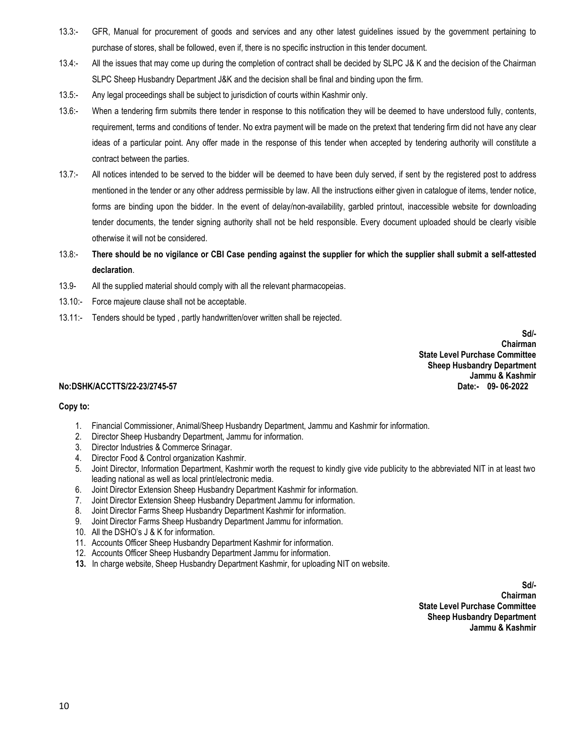13.3:- GFR, Manual for procurement of goods and services and any other latest guidelines issued by the government pertaining to purchase of stores, shall be followed, even if, there is no specific instruction in this tender document.

13.4:- All the issues that may come up during the completion of contract shall be decided by SLPC J& K and the decision of the Chairman SLPC Sheep Husbandry Department J&K and the decision shall be final and binding upon the firm.

13.5:- Any legal proceedings shall be subject to jurisdiction of courts within Kashmir only.

13.6:- When a tendering firm submits there tender in response to this notification they will be deemed to have understood fully, contents, requirement, terms and conditions of tender. No extra payment will be made on the pretext that tendering firm did not have any clear ideas of a particular point. Any offer made in the response of this tender when accepted by tendering authority will constitute a contract between the parties.

13.7:- All notices intended to be served to the bidder will be deemed to have been duly served, if sent by the registered post to address mentioned in the tender or any other address permissible by law. All the instructions either given in catalogue of items, tender notice, forms are binding upon the bidder. In the event of delay/non-availability, garbled printout, inaccessible website for downloading tender documents, the tender signing authority shall not be held responsible. Every document uploaded should be clearly visible otherwise it will not be considered.

13.8:- **There should be no vigilance or CBI Case pending against the supplier for which the supplier shall submit a self-attested declaration**.

13.9- All the supplied material should comply with all the relevant pharmacopeias.

13.10:- Force majeure clause shall not be acceptable.

13.11:- Tenders should be typed , partly handwritten/over written shall be rejected.

**Sd/-**
**Chairman**
**State Level Purchase Committee**
**Sheep Husbandry Department**
**Jammu & Kashmir**

**No:DSHK/ACCTTS/22-23/2745-57** **Date:- 09- 06-2022**

**Copy to:**

1. Financial Commissioner, Animal/Sheep Husbandry Department, Jammu and Kashmir for information.
2. Director Sheep Husbandry Department, Jammu for information.
3. Director Industries & Commerce Srinagar.
4. Director Food & Control organization Kashmir.
5. Joint Director, Information Department, Kashmir worth the request to kindly give vide publicity to the abbreviated NIT in at least two leading national as well as local print/electronic media.
6. Joint Director Extension Sheep Husbandry Department Kashmir for information.
7. Joint Director Extension Sheep Husbandry Department Jammu for information.
8. Joint Director Farms Sheep Husbandry Department Kashmir for information.
9. Joint Director Farms Sheep Husbandry Department Jammu for information.
10. All the DSHO's J & K for information.
11. Accounts Officer Sheep Husbandry Department Kashmir for information.
12. Accounts Officer Sheep Husbandry Department Jammu for information.
13. In charge website, Sheep Husbandry Department Kashmir, for uploading NIT on website.

**Sd/-**
**Chairman**
**State Level Purchase Committee**
**Sheep Husbandry Department**
**Jammu & Kashmir**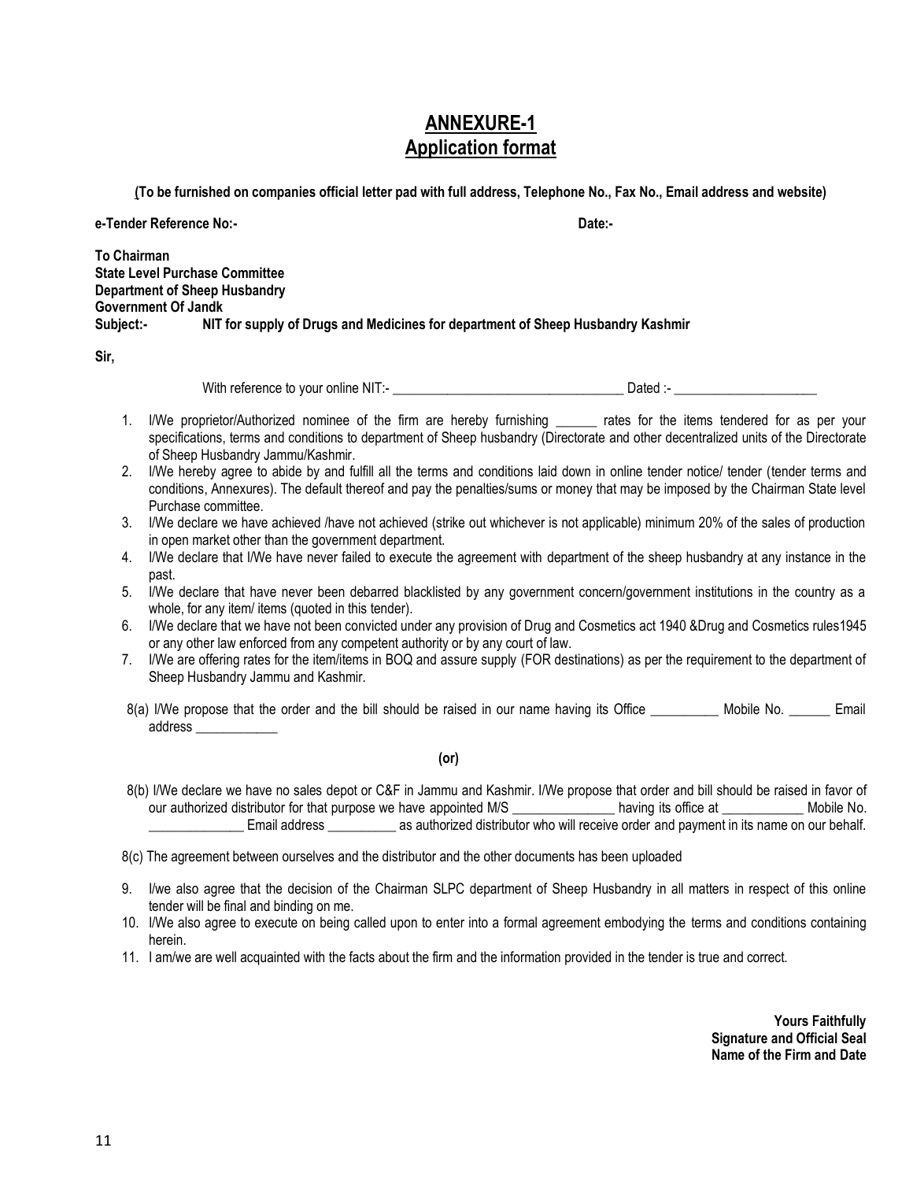# ANNEXURE-1
## Application format

**(To be furnished on companies official letter pad with full address, Telephone No., Fax No., Email address and website)**

**e-Tender Reference No:-** **Date:-**

**To Chairman**
**State Level Purchase Committee**
**Department of Sheep Husbandry**
**Government Of Jandk**
**Subject:-** **NIT for supply of Drugs and Medicines for department of Sheep Husbandry Kashmir**

**Sir,**

With reference to your online NIT:- __________________________________ Dated :- _____________________

1. I/We proprietor/Authorized nominee of the firm are hereby furnishing ______ rates for the items tendered for as per your specifications, terms and conditions to department of Sheep husbandry (Directorate and other decentralized units of the Directorate of Sheep Husbandry Jammu/Kashmir.
2. I/We hereby agree to abide by and fulfill all the terms and conditions laid down in online tender notice/ tender (tender terms and conditions, Annexures). The default thereof and pay the penalties/sums or money that may be imposed by the Chairman State level Purchase committee.
3. I/We declare we have achieved /have not achieved (strike out whichever is not applicable) minimum 20% of the sales of production in open market other than the government department.
4. I/We declare that I/We have never failed to execute the agreement with department of the sheep husbandry at any instance in the past.
5. I/We declare that have never been debarred blacklisted by any government concern/government institutions in the country as a whole, for any item/ items (quoted in this tender).
6. I/We declare that we have not been convicted under any provision of Drug and Cosmetics act 1940 &Drug and Cosmetics rules1945 or any other law enforced from any competent authority or by any court of law.
7. I/We are offering rates for the item/items in BOQ and assure supply (FOR destinations) as per the requirement to the department of Sheep Husbandry Jammu and Kashmir.

8(a) I/We propose that the order and the bill should be raised in our name having its Office __________ Mobile No. ______ Email address ____________

**(or)**

8(b) I/We declare we have no sales depot or C&F in Jammu and Kashmir. I/We propose that order and bill should be raised in favor of our authorized distributor for that purpose we have appointed M/S _______________ having its office at ____________ Mobile No. ______________ Email address __________ as authorized distributor who will receive order and payment in its name on our behalf.

8(c) The agreement between ourselves and the distributor and the other documents has been uploaded

9. I/we also agree that the decision of the Chairman SLPC department of Sheep Husbandry in all matters in respect of this online tender will be final and binding on me.
10. I/We also agree to execute on being called upon to enter into a formal agreement embodying the terms and conditions containing herein.
11. I am/we are well acquainted with the facts about the firm and the information provided in the tender is true and correct.

**Yours Faithfully**
**Signature and Official Seal**
**Name of the Firm and Date**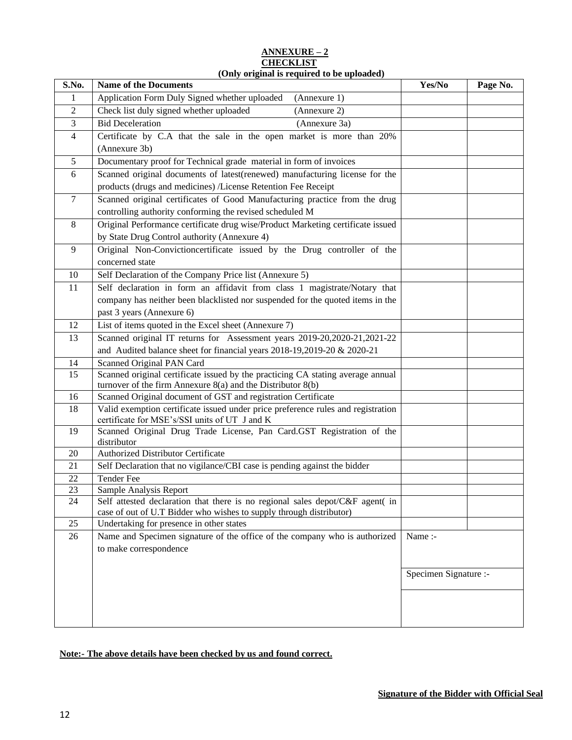**ANNEXURE – 2**
**CHECKLIST**
**(Only original is required to be uploaded)**

| S.No. | Name of the Documents | Yes/No | Page No. |
|---|---|---|---|
| 1 | Application Form Duly Signed whether uploaded (Annexure 1) | | |
| 2 | Check list duly signed whether uploaded (Annexure 2) | | |
| 3 | Bid Deceleration (Annexure 3a) | | |
| 4 | Certificate by C.A that the sale in the open market is more than 20% (Annexure 3b) | | |
| 5 | Documentary proof for Technical grade material in form of invoices | | |
| 6 | Scanned original documents of latest(renewed) manufacturing license for the products (drugs and medicines) /License Retention Fee Receipt | | |
| 7 | Scanned original certificates of Good Manufacturing practice from the drug controlling authority conforming the revised scheduled M | | |
| 8 | Original Performance certificate drug wise/Product Marketing certificate issued by State Drug Control authority (Annexure 4) | | |
| 9 | Original Non-Convictioncertificate issued by the Drug controller of the concerned state | | |
| 10 | Self Declaration of the Company Price list (Annexure 5) | | |
| 11 | Self declaration in form an affidavit from class 1 magistrate/Notary that company has neither been blacklisted nor suspended for the quoted items in the past 3 years (Annexure 6) | | |
| 12 | List of items quoted in the Excel sheet (Annexure 7) | | |
| 13 | Scanned original IT returns for Assessment years 2019-20,2020-21,2021-22 and Audited balance sheet for financial years 2018-19,2019-20 & 2020-21 | | |
| 14 | Scanned Original PAN Card | | |
| 15 | Scanned original certificate issued by the practicing CA stating average annual turnover of the firm Annexure 8(a) and the Distributor 8(b) | | |
| 16 | Scanned Original document of GST and registration Certificate | | |
| 18 | Valid exemption certificate issued under price preference rules and registration certificate for MSE's/SSI units of UT J and K | | |
| 19 | Scanned Original Drug Trade License, Pan Card.GST Registration of the distributor | | |
| 20 | Authorized Distributor Certificate | | |
| 21 | Self Declaration that no vigilance/CBI case is pending against the bidder | | |
| 22 | Tender Fee | | |
| 23 | Sample Analysis Report | | |
| 24 | Self attested declaration that there is no regional sales depot/C&F agent( in case of out of U.T Bidder who wishes to supply through distributor) | | |
| 25 | Undertaking for presence in other states | | |
| 26 | Name and Specimen signature of the office of the company who is authorized to make correspondence | Name :- | |
| | | Specimen Signature :- | |

**Note:- The above details have been checked by us and found correct.**

**Signature of the Bidder with Official Seal**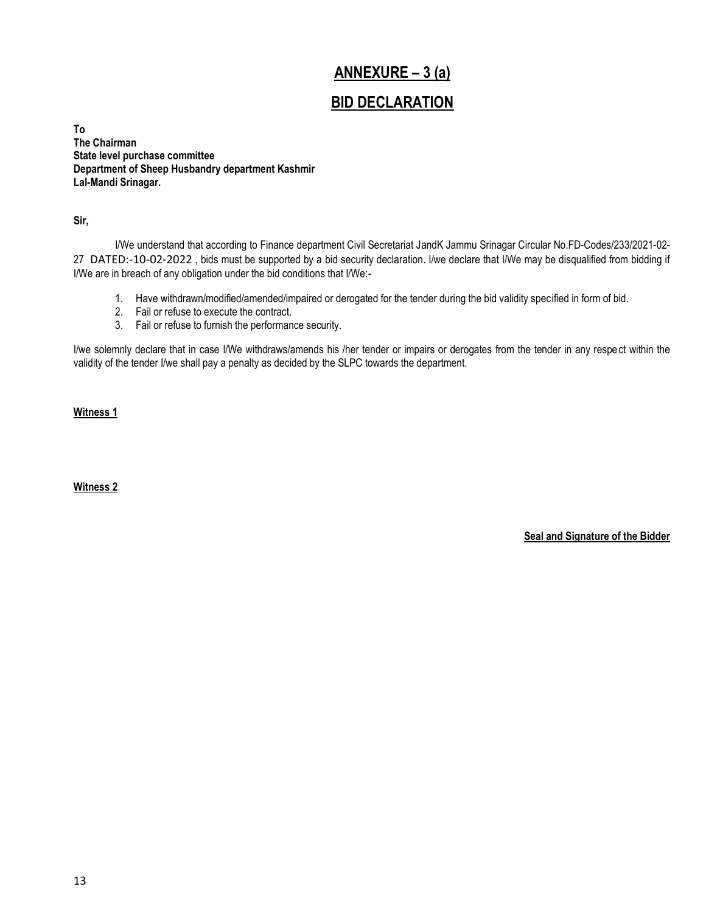# ANNEXURE – 3 (a)

## BID DECLARATION

**To**
**The Chairman**
**State level purchase committee**
**Department of Sheep Husbandry department Kashmir**
**Lal-Mandi Srinagar.**

**Sir,**

I/We understand that according to Finance department Civil Secretariat JandK Jammu Srinagar Circular No.FD-Codes/233/2021-02-27 DATED:-10-02-2022 , bids must be supported by a bid security declaration. I/we declare that I/We may be disqualified from bidding if I/We are in breach of any obligation under the bid conditions that I/We:-

1. Have withdrawn/modified/amended/impaired or derogated for the tender during the bid validity specified in form of bid.
2. Fail or refuse to execute the contract.
3. Fail or refuse to furnish the performance security.

I/we solemnly declare that in case I/We withdraws/amends his /her tender or impairs or derogates from the tender in any respect within the validity of the tender I/we shall pay a penalty as decided by the SLPC towards the department.

**Witness 1**

**Witness 2**

**Seal and Signature of the Bidder**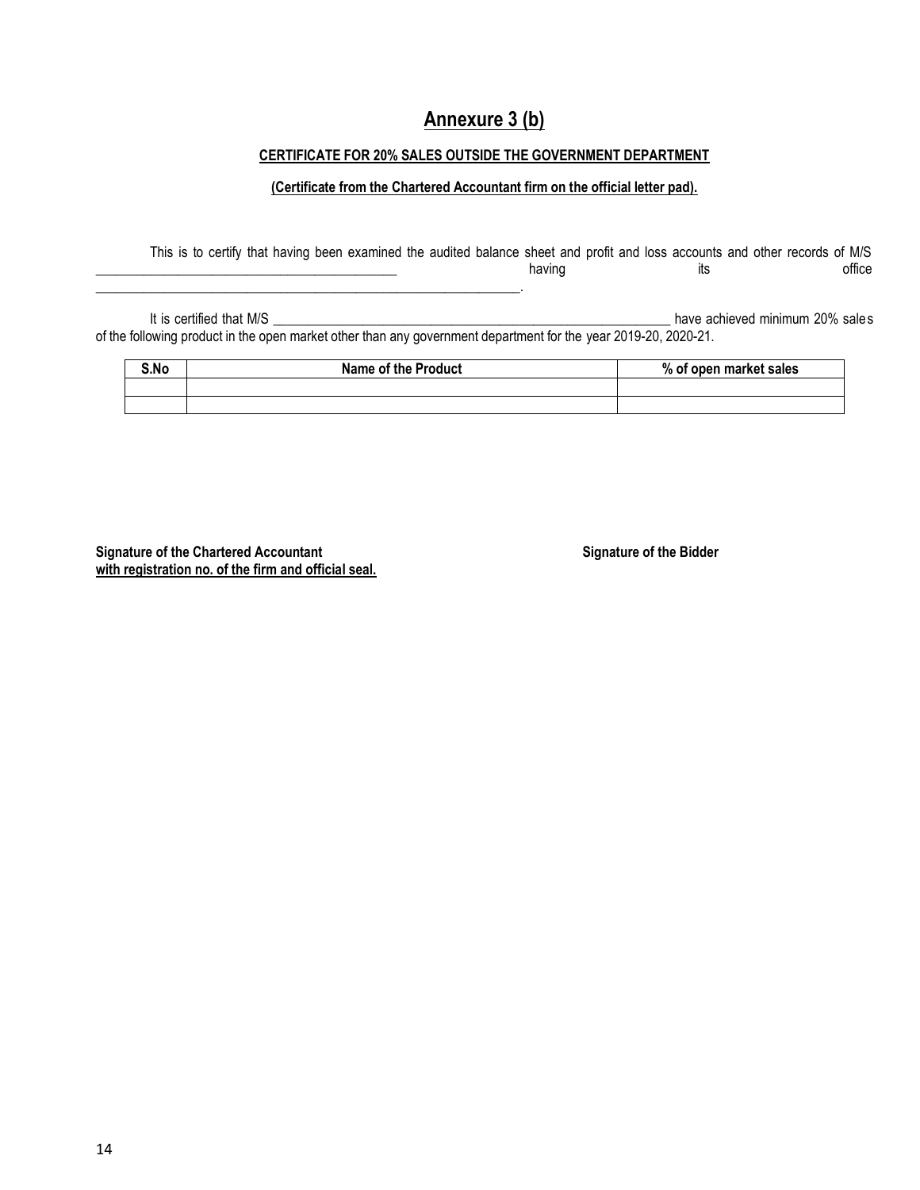# Annexure 3 (b)

**CERTIFICATE FOR 20% SALES OUTSIDE THE GOVERNMENT DEPARTMENT**

**(Certificate from the Chartered Accountant firm on the official letter pad).**

This is to certify that having been examined the audited balance sheet and profit and loss accounts and other records of M/S _____________________________________________ having its office _______________________________________________________________.

It is certified that M/S ____________________________________________________________ have achieved minimum 20% sales of the following product in the open market other than any government department for the year 2019-20, 2020-21.

| S.No | Name of the Product | % of open market sales |
|---|---|---|
| | | |
| | | |

**Signature of the Chartered Accountant**
**with registration no. of the firm and official seal.**

**Signature of the Bidder**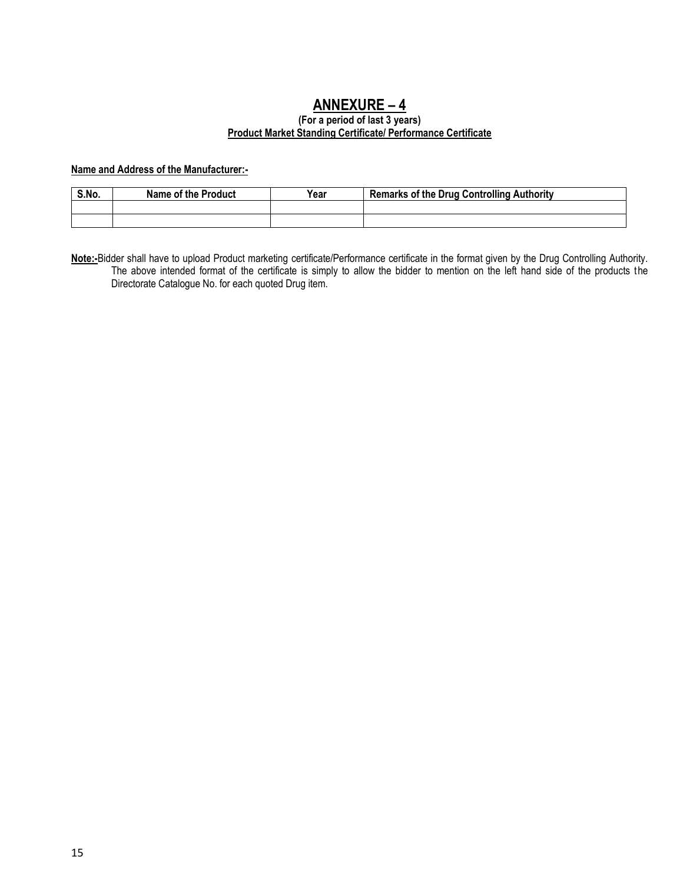# ANNEXURE – 4

**(For a period of last 3 years)**

**Product Market Standing Certificate/ Performance Certificate**

**Name and Address of the Manufacturer:-**

| S.No. | Name of the Product | Year | Remarks of the Drug Controlling Authority |
|---|---|---|---|
| | | | |
| | | | |

**Note:-**Bidder shall have to upload Product marketing certificate/Performance certificate in the format given by the Drug Controlling Authority. The above intended format of the certificate is simply to allow the bidder to mention on the left hand side of the products the Directorate Catalogue No. for each quoted Drug item.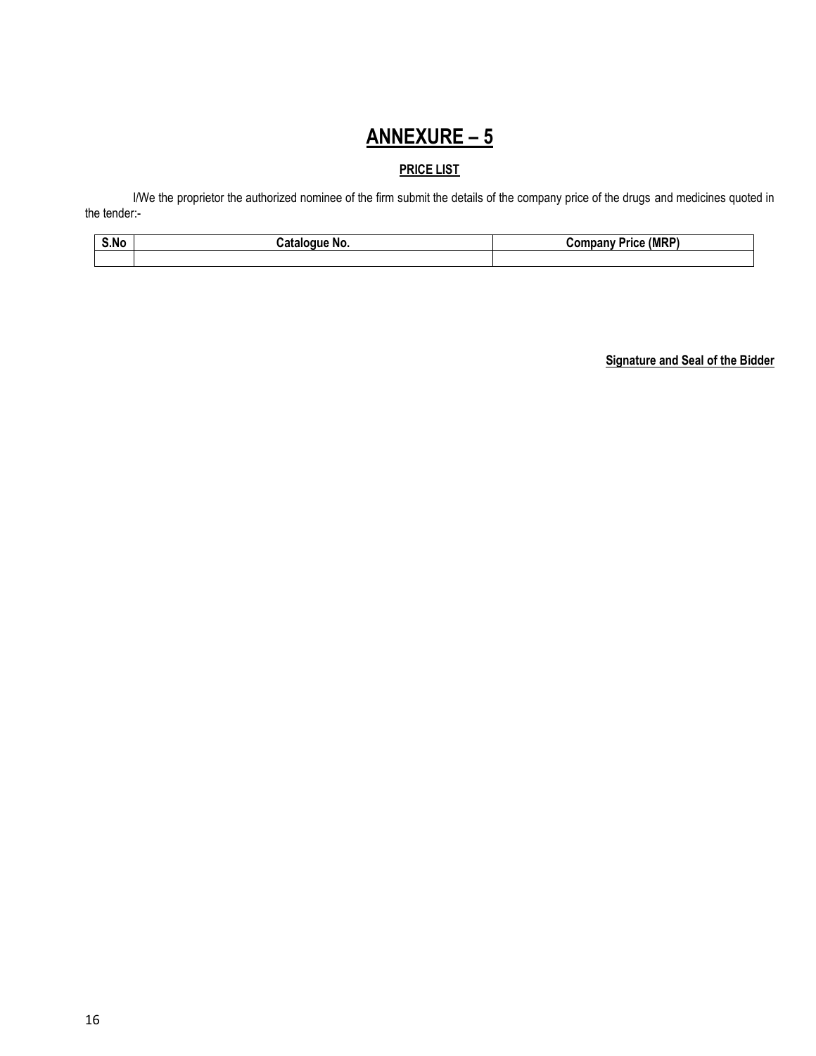# ANNEXURE – 5

## PRICE LIST

I/We the proprietor the authorized nominee of the firm submit the details of the company price of the drugs and medicines quoted in the tender:-

| S.No | Catalogue No. | Company Price (MRP) |
|---|---|---|
| | | |

**Signature and Seal of the Bidder**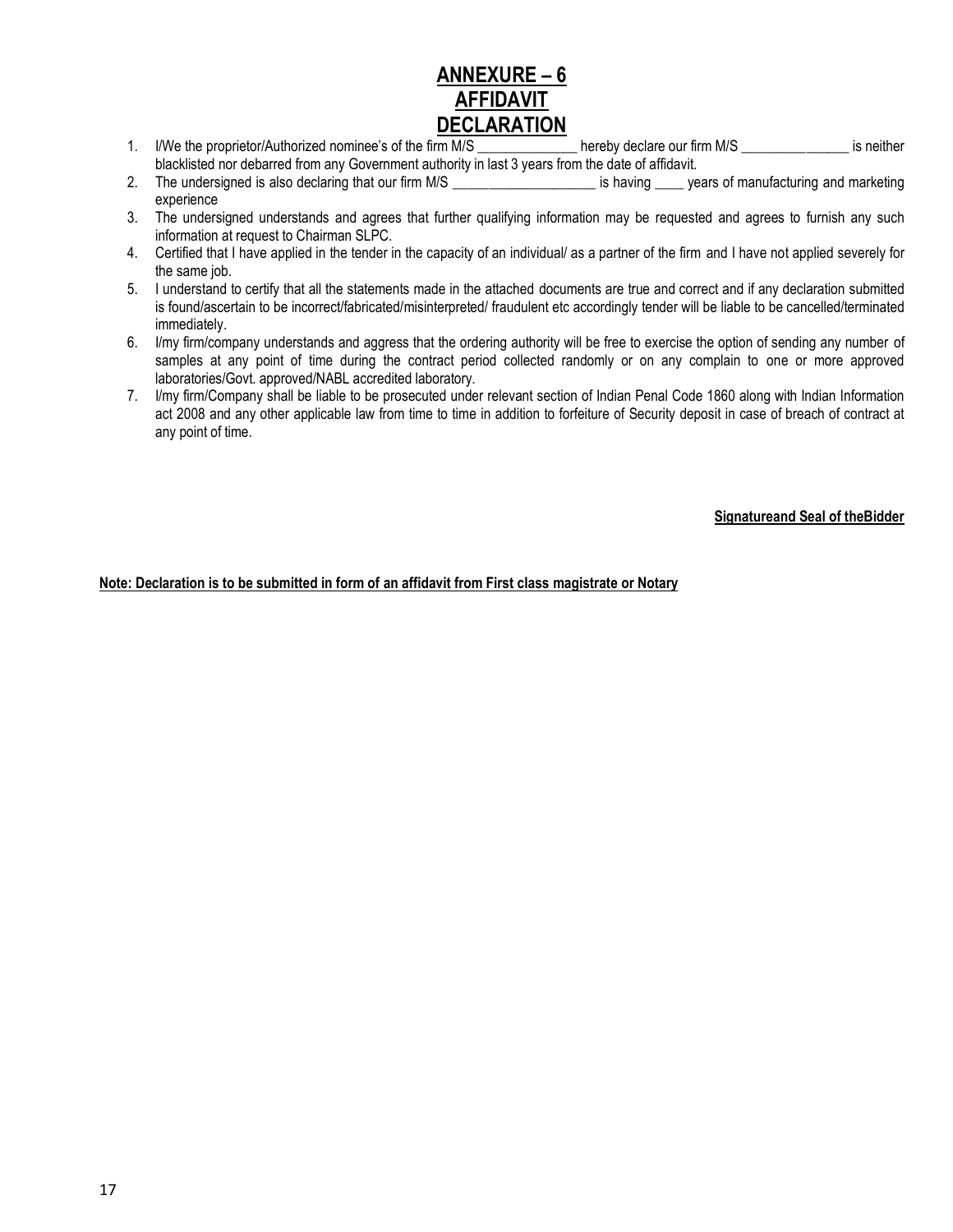# ANNEXURE – 6

# AFFIDAVIT

# DECLARATION

1. I/We the proprietor/Authorized nominee's of the firm M/S ______________ hereby declare our firm M/S _______________ is neither blacklisted nor debarred from any Government authority in last 3 years from the date of affidavit.
2. The undersigned is also declaring that our firm M/S ____________________ is having ____ years of manufacturing and marketing experience
3. The undersigned understands and agrees that further qualifying information may be requested and agrees to furnish any such information at request to Chairman SLPC.
4. Certified that I have applied in the tender in the capacity of an individual/ as a partner of the firm and I have not applied severely for the same job.
5. I understand to certify that all the statements made in the attached documents are true and correct and if any declaration submitted is found/ascertain to be incorrect/fabricated/misinterpreted/ fraudulent etc accordingly tender will be liable to be cancelled/terminated immediately.
6. I/my firm/company understands and aggress that the ordering authority will be free to exercise the option of sending any number of samples at any point of time during the contract period collected randomly or on any complain to one or more approved laboratories/Govt. approved/NABL accredited laboratory.
7. I/my firm/Company shall be liable to be prosecuted under relevant section of Indian Penal Code 1860 along with Indian Information act 2008 and any other applicable law from time to time in addition to forfeiture of Security deposit in case of breach of contract at any point of time.

**Signatureand Seal of theBidder**

**Note: Declaration is to be submitted in form of an affidavit from First class magistrate or Notary**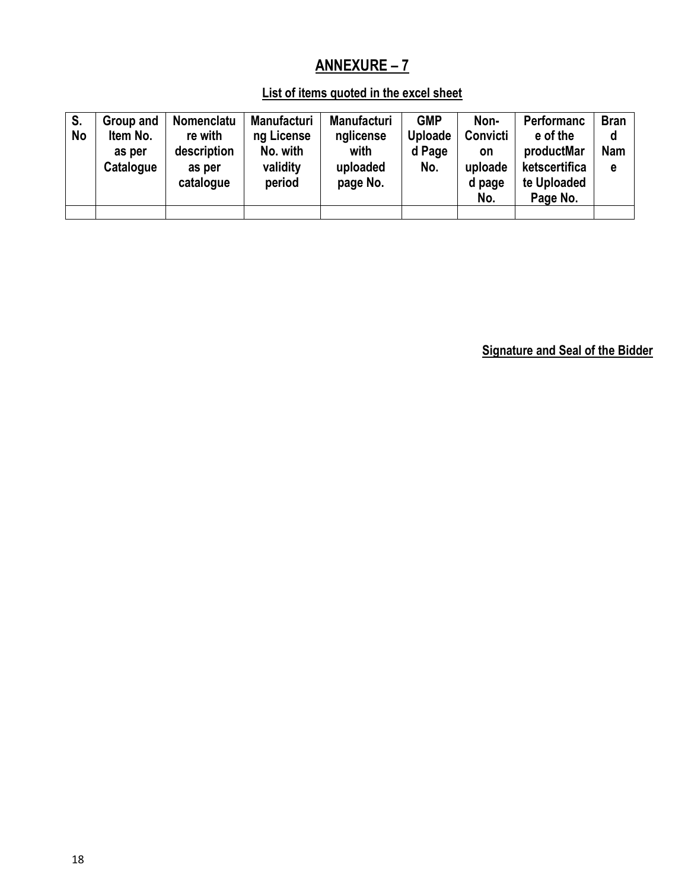# ANNEXURE – 7

## List of items quoted in the excel sheet

| S. No | Group and Item No. as per Catalogue | Nomenclature with description as per catalogue | Manufacturing License No. with validity period | Manufacturinglicense with uploaded page No. | GMP Uploaded Page No. | Non-Conviction uploaded page No. | Performance of the productMarketscertificate Uploaded Page No. | Brand Name |
|---|---|---|---|---|---|---|---|---|
| | | | | | | | | |

**Signature and Seal of the Bidder**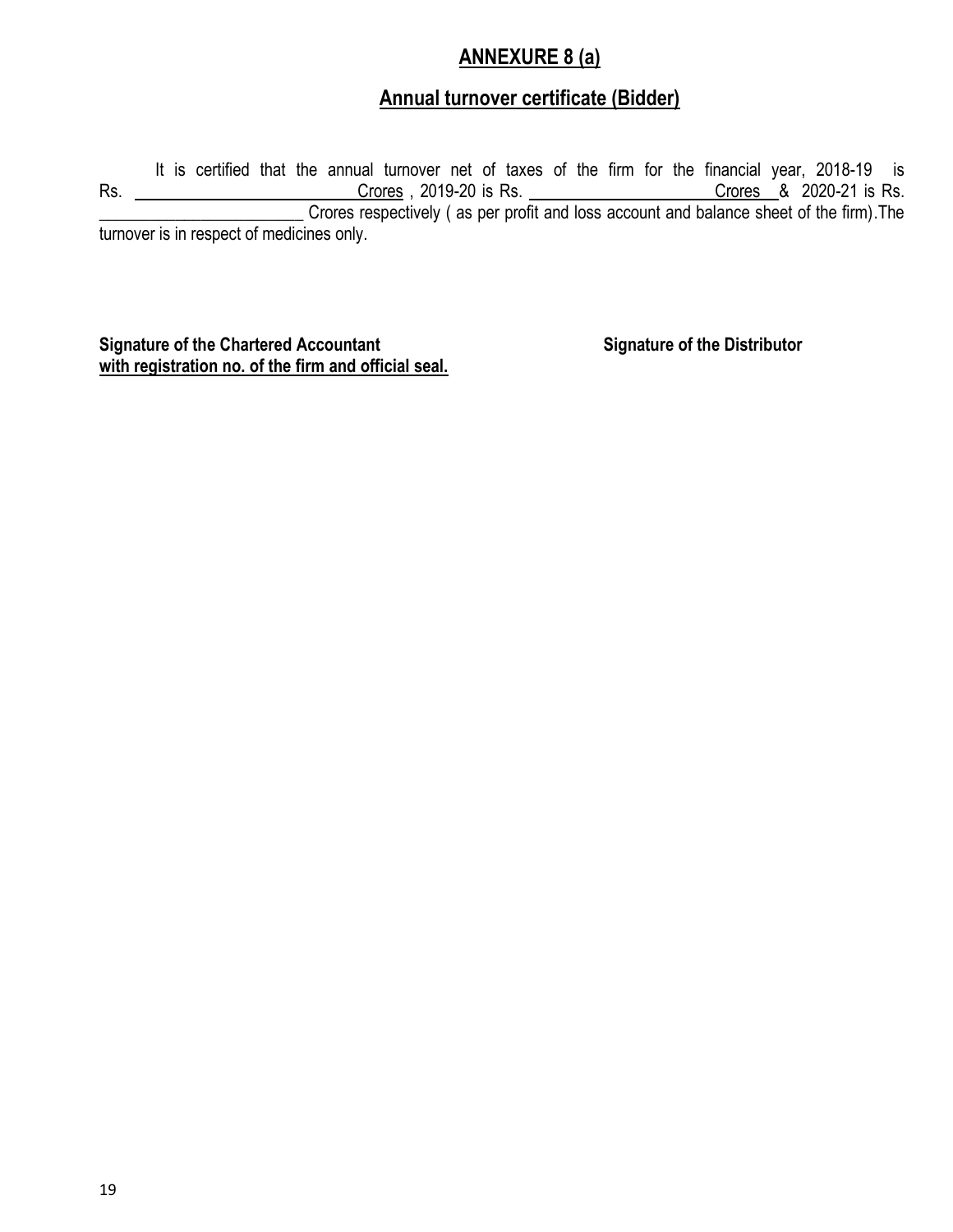## ANNEXURE 8 (a)

## Annual turnover certificate (Bidder)

It is certified that the annual turnover net of taxes of the firm for the financial year, 2018-19 is Rs. ________________________ Crores , 2019-20 is Rs. ______________________ Crores & 2020-21 is Rs. ________________________ Crores respectively ( as per profit and loss account and balance sheet of the firm).The turnover is in respect of medicines only.

**Signature of the Chartered Accountant**
**with registration no. of the firm and official seal.**

**Signature of the Distributor**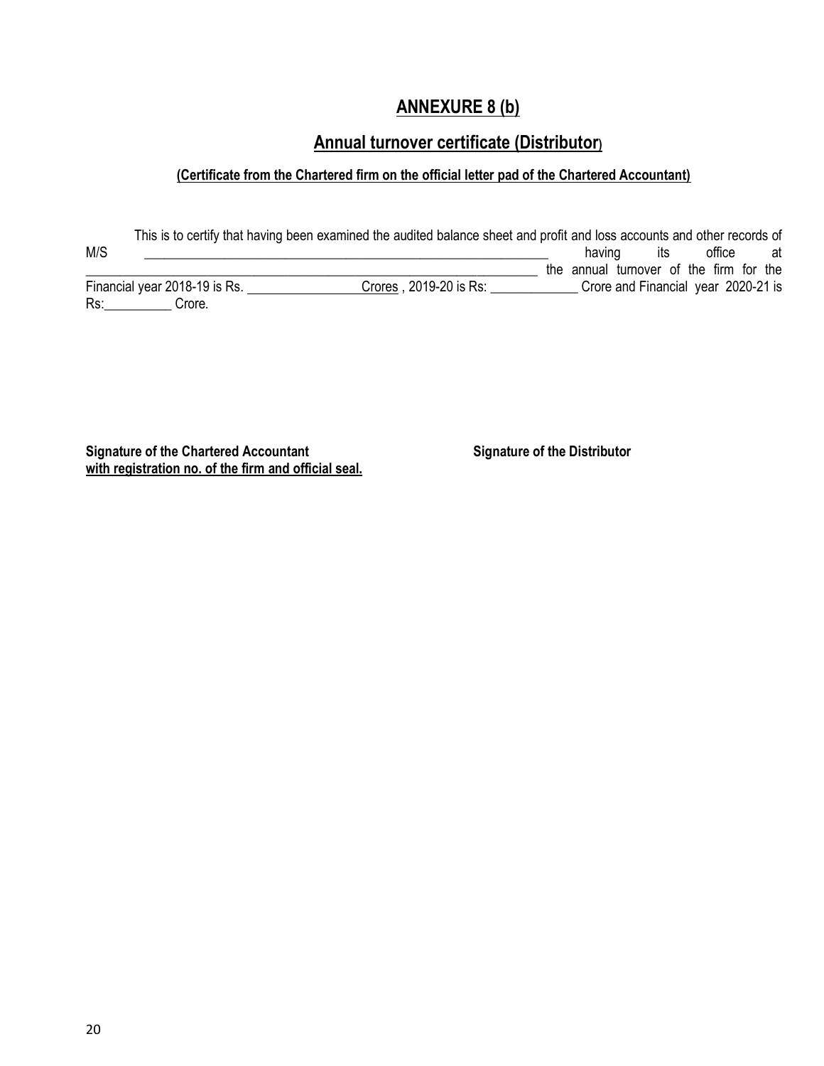# ANNEXURE 8 (b)

## Annual turnover certificate (Distributor)

**(Certificate from the Chartered firm on the official letter pad of the Chartered Accountant)**

This is to certify that having been examined the audited balance sheet and profit and loss accounts and other records of M/S _________________________________________________________________ having its office at _____________________________________________________________________ the annual turnover of the firm for the Financial year 2018-19 is Rs. ________________ Crores , 2019-20 is Rs: _____________ Crore and Financial year 2020-21 is Rs:__________ Crore.

**Signature of the Chartered Accountant with registration no. of the firm and official seal.**

**Signature of the Distributor**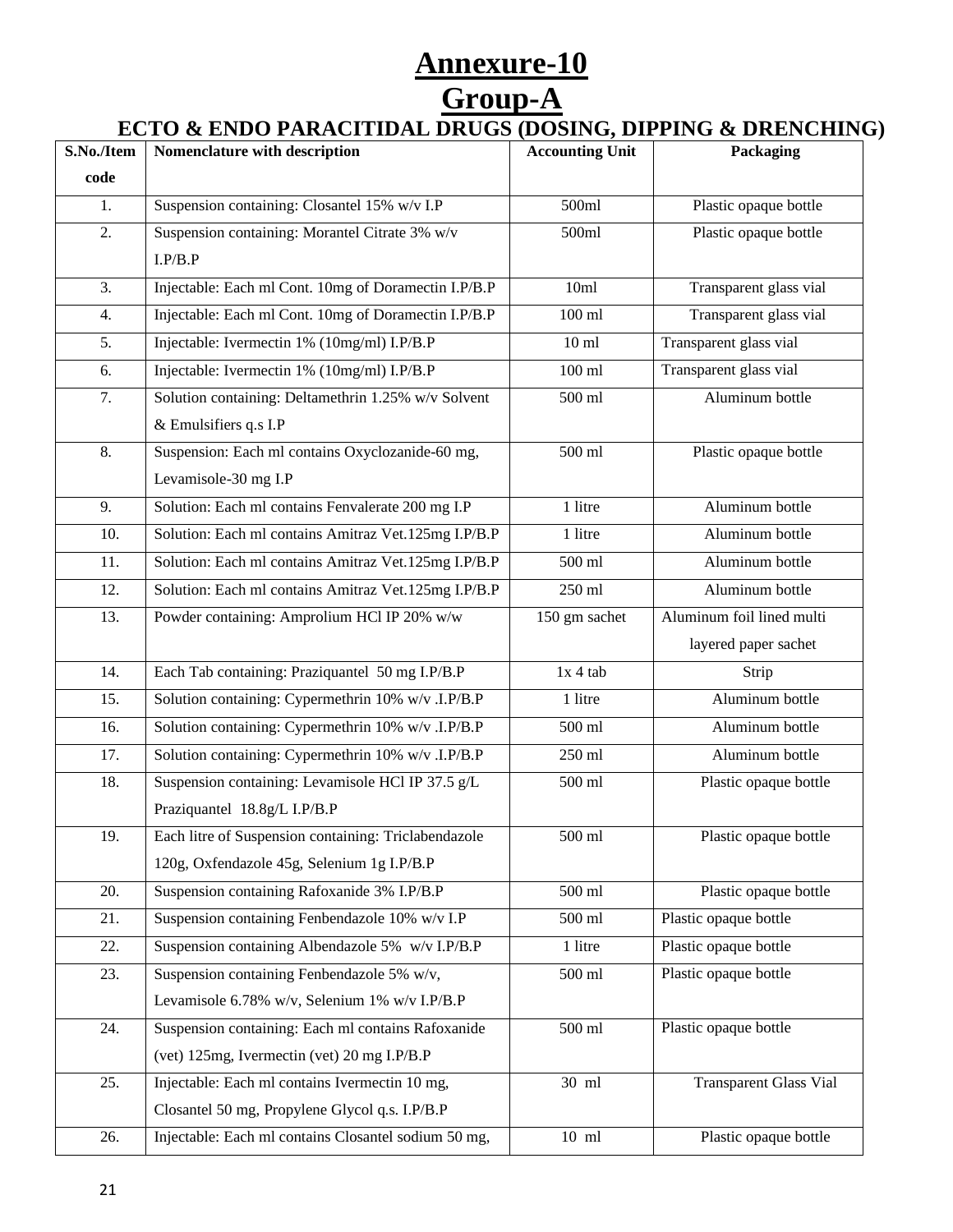# Annexure-10

# Group-A

## ECTO & ENDO PARACITIDAL DRUGS (DOSING, DIPPING & DRENCHING)

| S.No./Item code | Nomenclature with description | Accounting Unit | Packaging |
|---|---|---|---|
| 1. | Suspension containing: Closantel 15% w/v I.P | 500ml | Plastic opaque bottle |
| 2. | Suspension containing: Morantel Citrate 3% w/v I.P/B.P | 500ml | Plastic opaque bottle |
| 3. | Injectable: Each ml Cont. 10mg of Doramectin I.P/B.P | 10ml | Transparent glass vial |
| 4. | Injectable: Each ml Cont. 10mg of Doramectin I.P/B.P | 100 ml | Transparent glass vial |
| 5. | Injectable: Ivermectin 1% (10mg/ml) I.P/B.P | 10 ml | Transparent glass vial |
| 6. | Injectable: Ivermectin 1% (10mg/ml) I.P/B.P | 100 ml | Transparent glass vial |
| 7. | Solution containing: Deltamethrin 1.25% w/v Solvent & Emulsifiers q.s I.P | 500 ml | Aluminum bottle |
| 8. | Suspension: Each ml contains Oxyclozanide-60 mg, Levamisole-30 mg I.P | 500 ml | Plastic opaque bottle |
| 9. | Solution: Each ml contains Fenvalerate 200 mg I.P | 1 litre | Aluminum bottle |
| 10. | Solution: Each ml contains Amitraz Vet.125mg I.P/B.P | 1 litre | Aluminum bottle |
| 11. | Solution: Each ml contains Amitraz Vet.125mg I.P/B.P | 500 ml | Aluminum bottle |
| 12. | Solution: Each ml contains Amitraz Vet.125mg I.P/B.P | 250 ml | Aluminum bottle |
| 13. | Powder containing: Amprolium HCl IP 20% w/w | 150 gm sachet | Aluminum foil lined multi layered paper sachet |
| 14. | Each Tab containing: Praziquantel 50 mg I.P/B.P | 1x 4 tab | Strip |
| 15. | Solution containing: Cypermethrin 10% w/v .I.P/B.P | 1 litre | Aluminum bottle |
| 16. | Solution containing: Cypermethrin 10% w/v .I.P/B.P | 500 ml | Aluminum bottle |
| 17. | Solution containing: Cypermethrin 10% w/v .I.P/B.P | 250 ml | Aluminum bottle |
| 18. | Suspension containing: Levamisole HCl IP 37.5 g/L Praziquantel 18.8g/L I.P/B.P | 500 ml | Plastic opaque bottle |
| 19. | Each litre of Suspension containing: Triclabendazole 120g, Oxfendazole 45g, Selenium 1g I.P/B.P | 500 ml | Plastic opaque bottle |
| 20. | Suspension containing Rafoxanide 3% I.P/B.P | 500 ml | Plastic opaque bottle |
| 21. | Suspension containing Fenbendazole 10% w/v I.P | 500 ml | Plastic opaque bottle |
| 22. | Suspension containing Albendazole 5% w/v I.P/B.P | 1 litre | Plastic opaque bottle |
| 23. | Suspension containing Fenbendazole 5% w/v, Levamisole 6.78% w/v, Selenium 1% w/v I.P/B.P | 500 ml | Plastic opaque bottle |
| 24. | Suspension containing: Each ml contains Rafoxanide (vet) 125mg, Ivermectin (vet) 20 mg I.P/B.P | 500 ml | Plastic opaque bottle |
| 25. | Injectable: Each ml contains Ivermectin 10 mg, Closantel 50 mg, Propylene Glycol q.s. I.P/B.P | 30 ml | Transparent Glass Vial |
| 26. | Injectable: Each ml contains Closantel sodium 50 mg, | 10 ml | Plastic opaque bottle |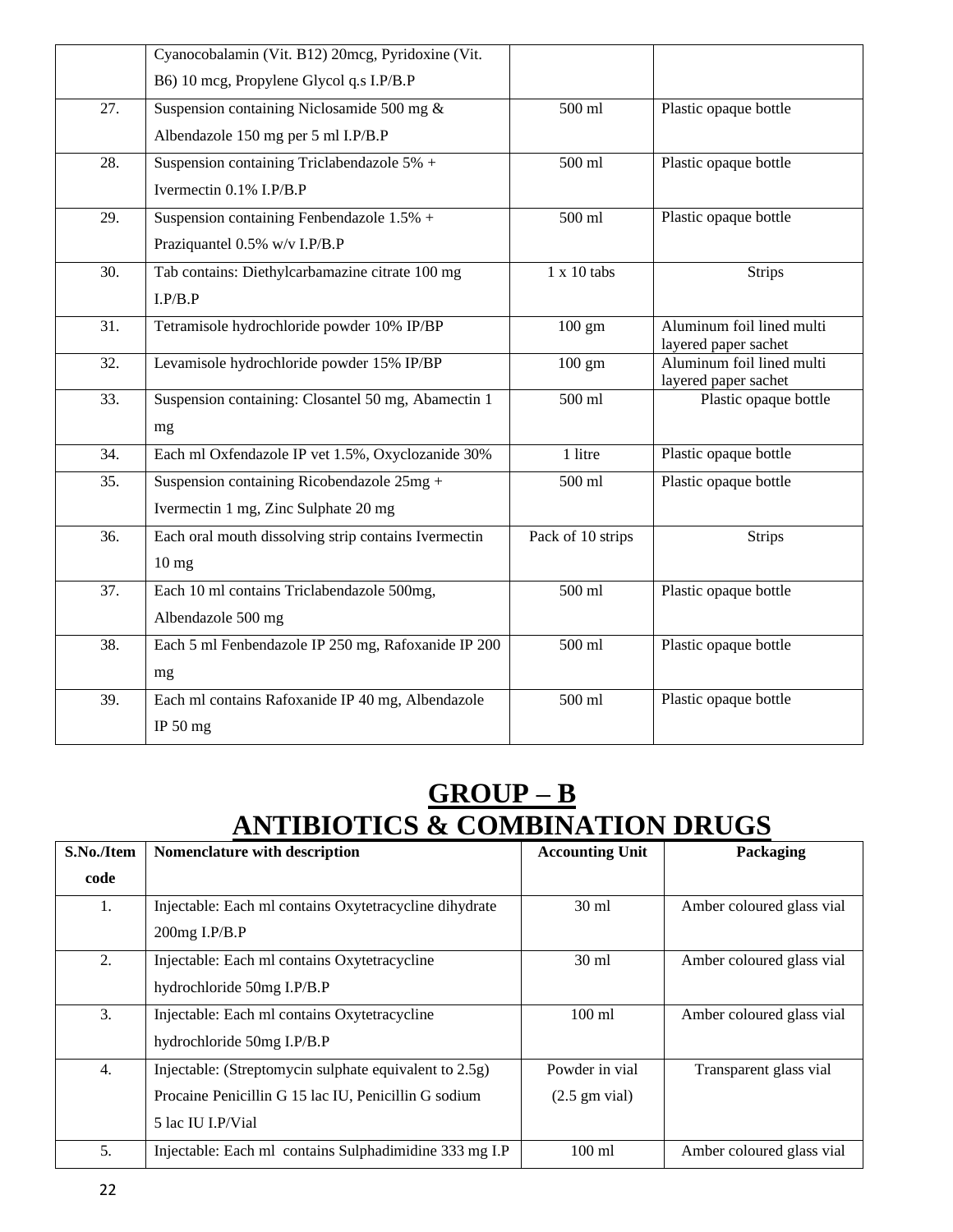| | | | |
|---|---|---|---|
| | Cyanocobalamin (Vit. B12) 20mcg, Pyridoxine (Vit. B6) 10 mcg, Propylene Glycol q.s I.P/B.P | | |
| 27. | Suspension containing Niclosamide 500 mg & Albendazole 150 mg per 5 ml I.P/B.P | 500 ml | Plastic opaque bottle |
| 28. | Suspension containing Triclabendazole 5% + Ivermectin 0.1% I.P/B.P | 500 ml | Plastic opaque bottle |
| 29. | Suspension containing Fenbendazole 1.5% + Praziquantel 0.5% w/v I.P/B.P | 500 ml | Plastic opaque bottle |
| 30. | Tab contains: Diethylcarbamazine citrate 100 mg I.P/B.P | 1 x 10 tabs | Strips |
| 31. | Tetramisole hydrochloride powder 10% IP/BP | 100 gm | Aluminum foil lined multi layered paper sachet |
| 32. | Levamisole hydrochloride powder 15% IP/BP | 100 gm | Aluminum foil lined multi layered paper sachet |
| 33. | Suspension containing: Closantel 50 mg, Abamectin 1 mg | 500 ml | Plastic opaque bottle |
| 34. | Each ml Oxfendazole IP vet 1.5%, Oxyclozanide 30% | 1 litre | Plastic opaque bottle |
| 35. | Suspension containing Ricobendazole 25mg + Ivermectin 1 mg, Zinc Sulphate 20 mg | 500 ml | Plastic opaque bottle |
| 36. | Each oral mouth dissolving strip contains Ivermectin 10 mg | Pack of 10 strips | Strips |
| 37. | Each 10 ml contains Triclabendazole 500mg, Albendazole 500 mg | 500 ml | Plastic opaque bottle |
| 38. | Each 5 ml Fenbendazole IP 250 mg, Rafoxanide IP 200 mg | 500 ml | Plastic opaque bottle |
| 39. | Each ml contains Rafoxanide IP 40 mg, Albendazole IP 50 mg | 500 ml | Plastic opaque bottle |

# GROUP – B
# ANTIBIOTICS & COMBINATION DRUGS

| S.No./Item code | Nomenclature with description | Accounting Unit | Packaging |
|---|---|---|---|
| 1. | Injectable: Each ml contains Oxytetracycline dihydrate 200mg I.P/B.P | 30 ml | Amber coloured glass vial |
| 2. | Injectable: Each ml contains Oxytetracycline hydrochloride 50mg I.P/B.P | 30 ml | Amber coloured glass vial |
| 3. | Injectable: Each ml contains Oxytetracycline hydrochloride 50mg I.P/B.P | 100 ml | Amber coloured glass vial |
| 4. | Injectable: (Streptomycin sulphate equivalent to 2.5g) Procaine Penicillin G 15 lac IU, Penicillin G sodium 5 lac IU I.P/Vial | Powder in vial (2.5 gm vial) | Transparent glass vial |
| 5. | Injectable: Each ml contains Sulphadimidine 333 mg I.P | 100 ml | Amber coloured glass vial |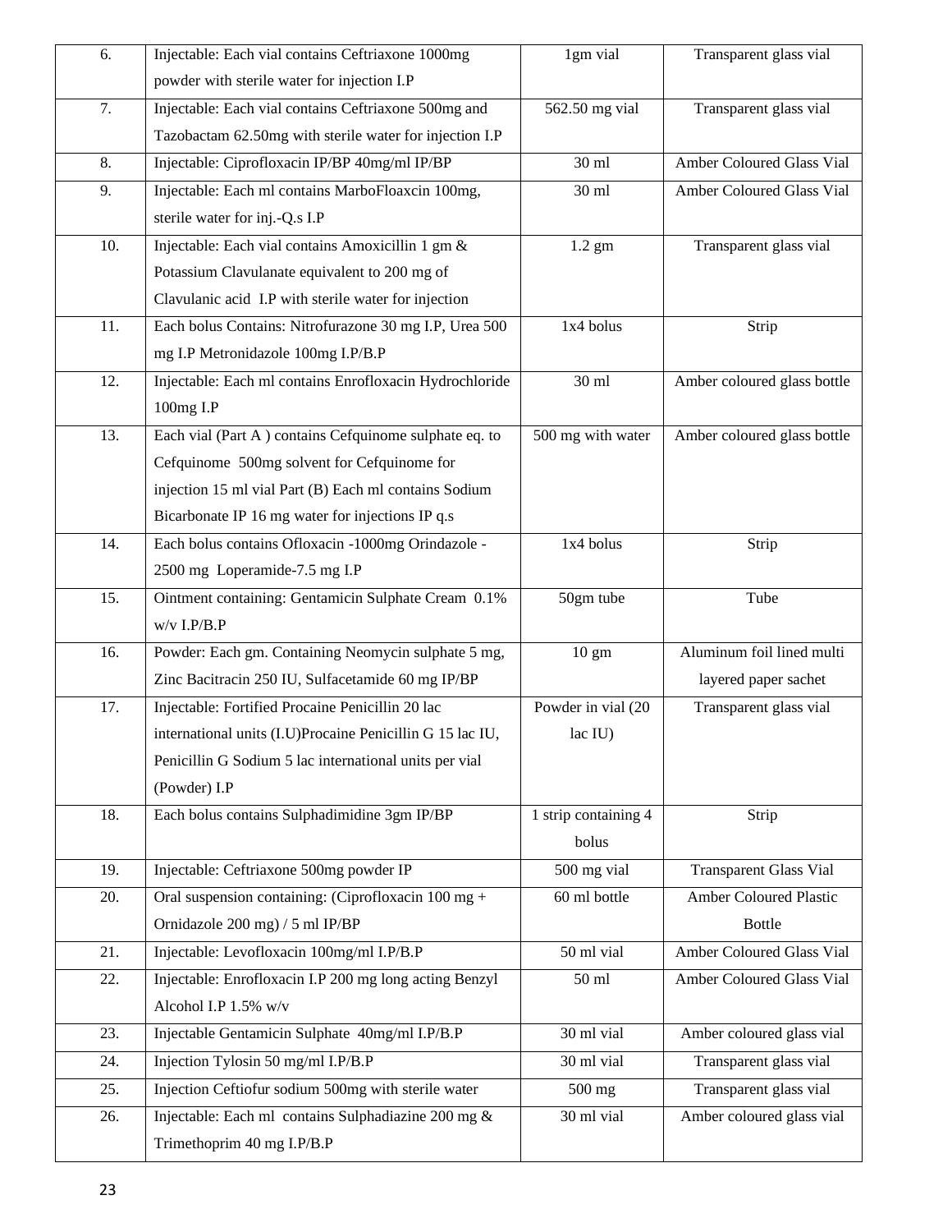| 6. | Injectable: Each vial contains Ceftriaxone 1000mg powder with sterile water for injection I.P | 1gm vial | Transparent glass vial |
|---|---|---|---|
| 7. | Injectable: Each vial contains Ceftriaxone 500mg and Tazobactam 62.50mg with sterile water for injection I.P | 562.50 mg vial | Transparent glass vial |
| 8. | Injectable: Ciprofloxacin IP/BP 40mg/ml IP/BP | 30 ml | Amber Coloured Glass Vial |
| 9. | Injectable: Each ml contains MarboFloaxcin 100mg, sterile water for inj.-Q.s I.P | 30 ml | Amber Coloured Glass Vial |
| 10. | Injectable: Each vial contains Amoxicillin 1 gm & Potassium Clavulanate equivalent to 200 mg of Clavulanic acid I.P with sterile water for injection | 1.2 gm | Transparent glass vial |
| 11. | Each bolus Contains: Nitrofurazone 30 mg I.P, Urea 500 mg I.P Metronidazole 100mg I.P/B.P | 1x4 bolus | Strip |
| 12. | Injectable: Each ml contains Enrofloxacin Hydrochloride 100mg I.P | 30 ml | Amber coloured glass bottle |
| 13. | Each vial (Part A ) contains Cefquinome sulphate eq. to Cefquinome 500mg solvent for Cefquinome for injection 15 ml vial Part (B) Each ml contains Sodium Bicarbonate IP 16 mg water for injections IP q.s | 500 mg with water | Amber coloured glass bottle |
| 14. | Each bolus contains Ofloxacin -1000mg Orindazole - 2500 mg Loperamide-7.5 mg I.P | 1x4 bolus | Strip |
| 15. | Ointment containing: Gentamicin Sulphate Cream 0.1% w/v I.P/B.P | 50gm tube | Tube |
| 16. | Powder: Each gm. Containing Neomycin sulphate 5 mg, Zinc Bacitracin 250 IU, Sulfacetamide 60 mg IP/BP | 10 gm | Aluminum foil lined multi layered paper sachet |
| 17. | Injectable: Fortified Procaine Penicillin 20 lac international units (I.U)Procaine Penicillin G 15 lac IU, Penicillin G Sodium 5 lac international units per vial (Powder) I.P | Powder in vial (20 lac IU) | Transparent glass vial |
| 18. | Each bolus contains Sulphadimidine 3gm IP/BP | 1 strip containing 4 bolus | Strip |
| 19. | Injectable: Ceftriaxone 500mg powder IP | 500 mg vial | Transparent Glass Vial |
| 20. | Oral suspension containing: (Ciprofloxacin 100 mg + Ornidazole 200 mg) / 5 ml IP/BP | 60 ml bottle | Amber Coloured Plastic Bottle |
| 21. | Injectable: Levofloxacin 100mg/ml I.P/B.P | 50 ml vial | Amber Coloured Glass Vial |
| 22. | Injectable: Enrofloxacin I.P 200 mg long acting Benzyl Alcohol I.P 1.5% w/v | 50 ml | Amber Coloured Glass Vial |
| 23. | Injectable Gentamicin Sulphate 40mg/ml I.P/B.P | 30 ml vial | Amber coloured glass vial |
| 24. | Injection Tylosin 50 mg/ml I.P/B.P | 30 ml vial | Transparent glass vial |
| 25. | Injection Ceftiofur sodium 500mg with sterile water | 500 mg | Transparent glass vial |
| 26. | Injectable: Each ml contains Sulphadiazine 200 mg & Trimethoprim 40 mg I.P/B.P | 30 ml vial | Amber coloured glass vial |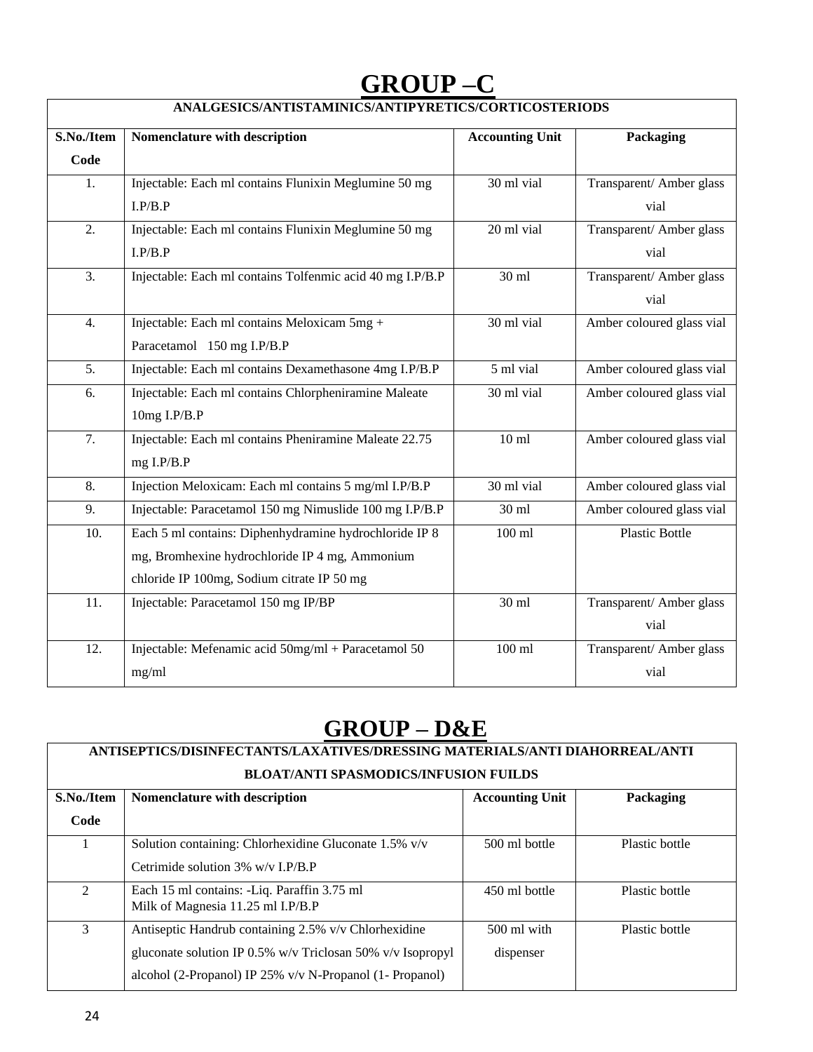# GROUP –C

| ANALGESICS/ANTISTAMINICS/ANTIPYRETICS/CORTICOSTERIODS | | | |
|---|---|---|---|
| **S.No./Item Code** | **Nomenclature with description** | **Accounting Unit** | **Packaging** |
| 1. | Injectable: Each ml contains Flunixin Meglumine 50 mg I.P/B.P | 30 ml vial | Transparent/ Amber glass vial |
| 2. | Injectable: Each ml contains Flunixin Meglumine 50 mg I.P/B.P | 20 ml vial | Transparent/ Amber glass vial |
| 3. | Injectable: Each ml contains Tolfenmic acid 40 mg I.P/B.P | 30 ml | Transparent/ Amber glass vial |
| 4. | Injectable: Each ml contains Meloxicam 5mg + Paracetamol 150 mg I.P/B.P | 30 ml vial | Amber coloured glass vial |
| 5. | Injectable: Each ml contains Dexamethasone 4mg I.P/B.P | 5 ml vial | Amber coloured glass vial |
| 6. | Injectable: Each ml contains Chlorpheniramine Maleate 10mg I.P/B.P | 30 ml vial | Amber coloured glass vial |
| 7. | Injectable: Each ml contains Pheniramine Maleate 22.75 mg I.P/B.P | 10 ml | Amber coloured glass vial |
| 8. | Injection Meloxicam: Each ml contains 5 mg/ml I.P/B.P | 30 ml vial | Amber coloured glass vial |
| 9. | Injectable: Paracetamol 150 mg Nimuslide 100 mg I.P/B.P | 30 ml | Amber coloured glass vial |
| 10. | Each 5 ml contains: Diphenhydramine hydrochloride IP 8 mg, Bromhexine hydrochloride IP 4 mg, Ammonium chloride IP 100mg, Sodium citrate IP 50 mg | 100 ml | Plastic Bottle |
| 11. | Injectable: Paracetamol 150 mg IP/BP | 30 ml | Transparent/ Amber glass vial |
| 12. | Injectable: Mefenamic acid 50mg/ml + Paracetamol 50 mg/ml | 100 ml | Transparent/ Amber glass vial |

# GROUP – D&E

| ANTISEPTICS/DISINFECTANTS/LAXATIVES/DRESSING MATERIALS/ANTI DIAHORREAL/ANTI BLOAT/ANTI SPASMODICS/INFUSION FUILDS | | | |
|---|---|---|---|
| **S.No./Item Code** | **Nomenclature with description** | **Accounting Unit** | **Packaging** |
| 1 | Solution containing: Chlorhexidine Gluconate 1.5% v/v Cetrimide solution 3% w/v I.P/B.P | 500 ml bottle | Plastic bottle |
| 2 | Each 15 ml contains: -Liq. Paraffin 3.75 ml Milk of Magnesia 11.25 ml I.P/B.P | 450 ml bottle | Plastic bottle |
| 3 | Antiseptic Handrub containing 2.5% v/v Chlorhexidine gluconate solution IP 0.5% w/v Triclosan 50% v/v Isopropyl alcohol (2-Propanol) IP 25% v/v N-Propanol (1- Propanol) | 500 ml with dispenser | Plastic bottle |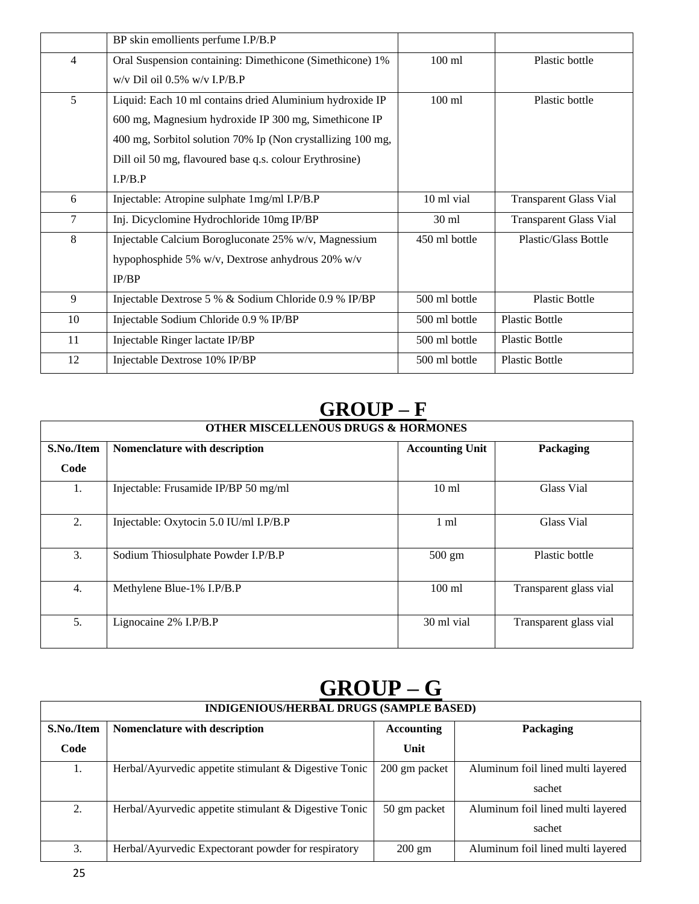|  | BP skin emollients perfume I.P/B.P |  |  |
|---|---|---|---|
| 4 | Oral Suspension containing: Dimethicone (Simethicone) 1% w/v Dil oil 0.5% w/v I.P/B.P | 100 ml | Plastic bottle |
| 5 | Liquid: Each 10 ml contains dried Aluminium hydroxide IP 600 mg, Magnesium hydroxide IP 300 mg, Simethicone IP 400 mg, Sorbitol solution 70% Ip (Non crystallizing 100 mg, Dill oil 50 mg, flavoured base q.s. colour Erythrosine) I.P/B.P | 100 ml | Plastic bottle |
| 6 | Injectable: Atropine sulphate 1mg/ml I.P/B.P | 10 ml vial | Transparent Glass Vial |
| 7 | Inj. Dicyclomine Hydrochloride 10mg IP/BP | 30 ml | Transparent Glass Vial |
| 8 | Injectable Calcium Borogluconate 25% w/v, Magnessium hypophosphide 5% w/v, Dextrose anhydrous 20% w/v IP/BP | 450 ml bottle | Plastic/Glass Bottle |
| 9 | Injectable Dextrose 5 % & Sodium Chloride 0.9 % IP/BP | 500 ml bottle | Plastic Bottle |
| 10 | Injectable Sodium Chloride 0.9 % IP/BP | 500 ml bottle | Plastic Bottle |
| 11 | Injectable Ringer lactate IP/BP | 500 ml bottle | Plastic Bottle |
| 12 | Injectable Dextrose 10% IP/BP | 500 ml bottle | Plastic Bottle |

# GROUP – F

| OTHER MISCELLENOUS DRUGS & HORMONES | | | |
|---|---|---|---|
| **S.No./Item Code** | **Nomenclature with description** | **Accounting Unit** | **Packaging** |
| 1. | Injectable: Frusamide IP/BP 50 mg/ml | 10 ml | Glass Vial |
| 2. | Injectable: Oxytocin 5.0 IU/ml I.P/B.P | 1 ml | Glass Vial |
| 3. | Sodium Thiosulphate Powder I.P/B.P | 500 gm | Plastic bottle |
| 4. | Methylene Blue-1% I.P/B.P | 100 ml | Transparent glass vial |
| 5. | Lignocaine 2% I.P/B.P | 30 ml vial | Transparent glass vial |

# GROUP – G

| INDIGENIOUS/HERBAL DRUGS (SAMPLE BASED) | | | |
|---|---|---|---|
| **S.No./Item Code** | **Nomenclature with description** | **Accounting Unit** | **Packaging** |
| 1. | Herbal/Ayurvedic appetite stimulant & Digestive Tonic | 200 gm packet | Aluminum foil lined multi layered sachet |
| 2. | Herbal/Ayurvedic appetite stimulant & Digestive Tonic | 50 gm packet | Aluminum foil lined multi layered sachet |
| 3. | Herbal/Ayurvedic Expectorant powder for respiratory | 200 gm | Aluminum foil lined multi layered |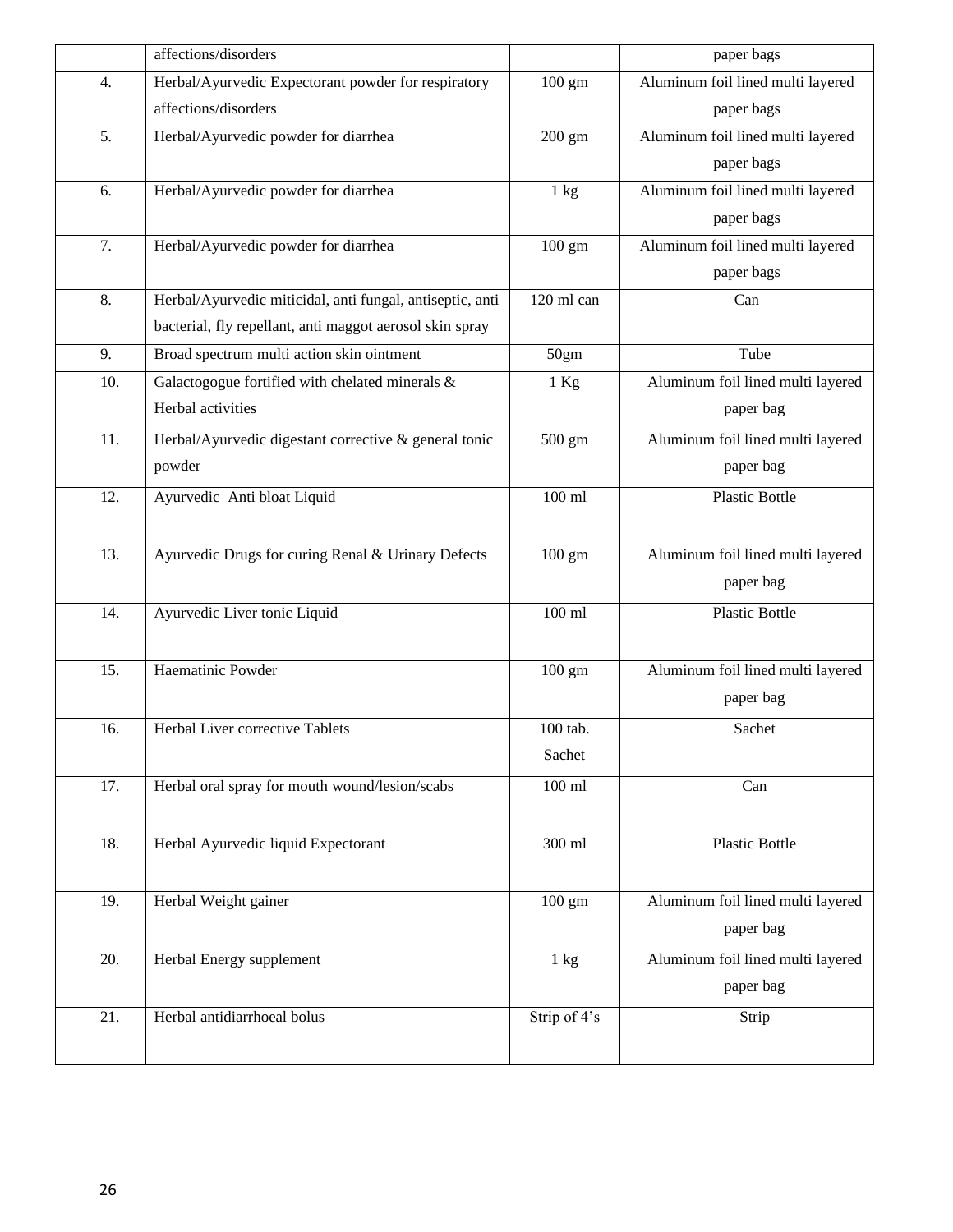| | | | |
|---|---|---|---|
| | affections/disorders | | paper bags |
| 4. | Herbal/Ayurvedic Expectorant powder for respiratory affections/disorders | 100 gm | Aluminum foil lined multi layered paper bags |
| 5. | Herbal/Ayurvedic powder for diarrhea | 200 gm | Aluminum foil lined multi layered paper bags |
| 6. | Herbal/Ayurvedic powder for diarrhea | 1 kg | Aluminum foil lined multi layered paper bags |
| 7. | Herbal/Ayurvedic powder for diarrhea | 100 gm | Aluminum foil lined multi layered paper bags |
| 8. | Herbal/Ayurvedic miticidal, anti fungal, antiseptic, anti bacterial, fly repellant, anti maggot aerosol skin spray | 120 ml can | Can |
| 9. | Broad spectrum multi action skin ointment | 50gm | Tube |
| 10. | Galactogogue fortified with chelated minerals & Herbal activities | 1 Kg | Aluminum foil lined multi layered paper bag |
| 11. | Herbal/Ayurvedic digestant corrective & general tonic powder | 500 gm | Aluminum foil lined multi layered paper bag |
| 12. | Ayurvedic Anti bloat Liquid | 100 ml | Plastic Bottle |
| 13. | Ayurvedic Drugs for curing Renal & Urinary Defects | 100 gm | Aluminum foil lined multi layered paper bag |
| 14. | Ayurvedic Liver tonic Liquid | 100 ml | Plastic Bottle |
| 15. | Haematinic Powder | 100 gm | Aluminum foil lined multi layered paper bag |
| 16. | Herbal Liver corrective Tablets | 100 tab. Sachet | Sachet |
| 17. | Herbal oral spray for mouth wound/lesion/scabs | 100 ml | Can |
| 18. | Herbal Ayurvedic liquid Expectorant | 300 ml | Plastic Bottle |
| 19. | Herbal Weight gainer | 100 gm | Aluminum foil lined multi layered paper bag |
| 20. | Herbal Energy supplement | 1 kg | Aluminum foil lined multi layered paper bag |
| 21. | Herbal antidiarrhoeal bolus | Strip of 4's | Strip |